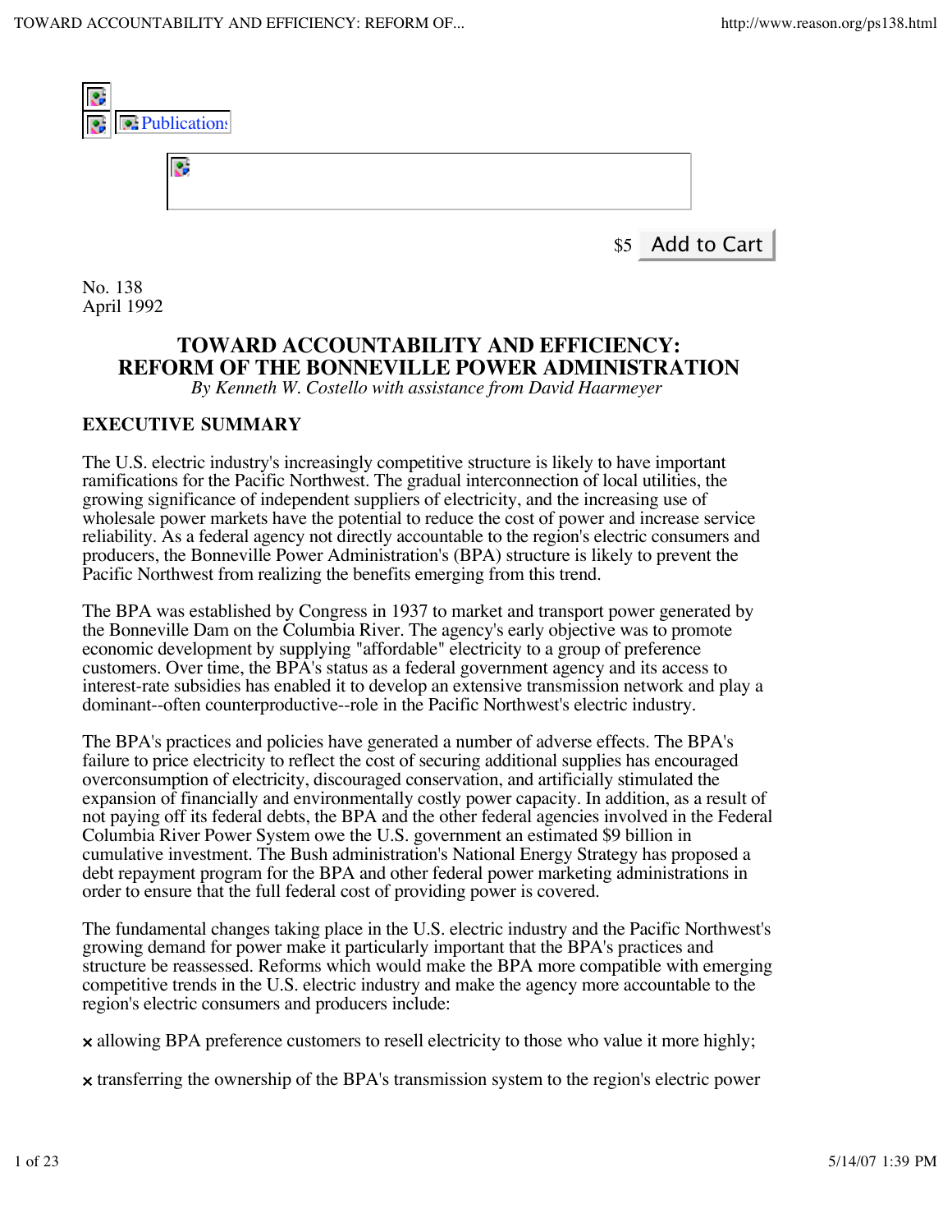Publications

$5 Add to Cart

No. 138
April 1992

# TOWARD ACCOUNTABILITY AND EFFICIENCY: REFORM OF THE BONNEVILLE POWER ADMINISTRATION

*By Kenneth W. Costello with assistance from David Haarmeyer*

## EXECUTIVE SUMMARY

The U.S. electric industry's increasingly competitive structure is likely to have important ramifications for the Pacific Northwest. The gradual interconnection of local utilities, the growing significance of independent suppliers of electricity, and the increasing use of wholesale power markets have the potential to reduce the cost of power and increase service reliability. As a federal agency not directly accountable to the region's electric consumers and producers, the Bonneville Power Administration's (BPA) structure is likely to prevent the Pacific Northwest from realizing the benefits emerging from this trend.

The BPA was established by Congress in 1937 to market and transport power generated by the Bonneville Dam on the Columbia River. The agency's early objective was to promote economic development by supplying "affordable" electricity to a group of preference customers. Over time, the BPA's status as a federal government agency and its access to interest-rate subsidies has enabled it to develop an extensive transmission network and play a dominant--often counterproductive--role in the Pacific Northwest's electric industry.

The BPA's practices and policies have generated a number of adverse effects. The BPA's failure to price electricity to reflect the cost of securing additional supplies has encouraged overconsumption of electricity, discouraged conservation, and artificially stimulated the expansion of financially and environmentally costly power capacity. In addition, as a result of not paying off its federal debts, the BPA and the other federal agencies involved in the Federal Columbia River Power System owe the U.S. government an estimated $9 billion in cumulative investment. The Bush administration's National Energy Strategy has proposed a debt repayment program for the BPA and other federal power marketing administrations in order to ensure that the full federal cost of providing power is covered.

The fundamental changes taking place in the U.S. electric industry and the Pacific Northwest's growing demand for power make it particularly important that the BPA's practices and structure be reassessed. Reforms which would make the BPA more compatible with emerging competitive trends in the U.S. electric industry and make the agency more accountable to the region's electric consumers and producers include:

- allowing BPA preference customers to resell electricity to those who value it more highly;
- transferring the ownership of the BPA's transmission system to the region's electric power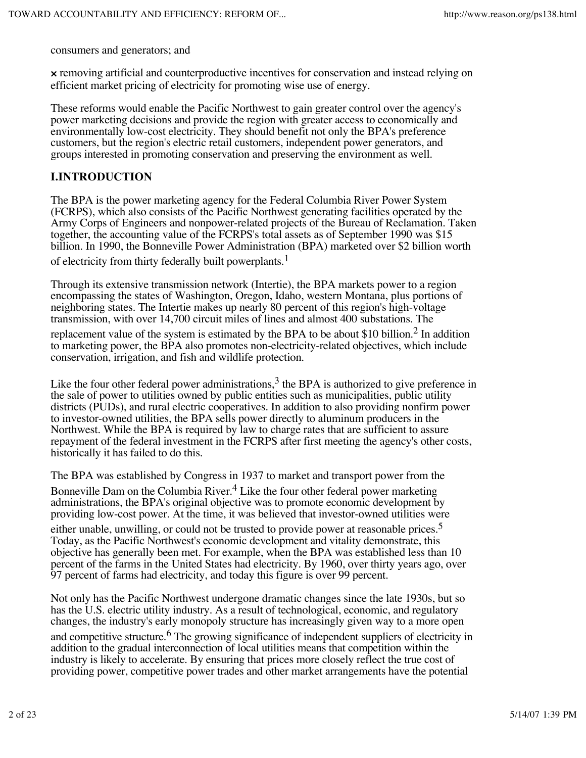consumers and generators; and

- removing artificial and counterproductive incentives for conservation and instead relying on efficient market pricing of electricity for promoting wise use of energy.

These reforms would enable the Pacific Northwest to gain greater control over the agency's power marketing decisions and provide the region with greater access to economically and environmentally low-cost electricity. They should benefit not only the BPA's preference customers, but the region's electric retail customers, independent power generators, and groups interested in promoting conservation and preserving the environment as well.

## I.INTRODUCTION

The BPA is the power marketing agency for the Federal Columbia River Power System (FCRPS), which also consists of the Pacific Northwest generating facilities operated by the Army Corps of Engineers and nonpower-related projects of the Bureau of Reclamation. Taken together, the accounting value of the FCRPS's total assets as of September 1990 was $15 billion. In 1990, the Bonneville Power Administration (BPA) marketed over $2 billion worth of electricity from thirty federally built powerplants.[1]

Through its extensive transmission network (Intertie), the BPA markets power to a region encompassing the states of Washington, Oregon, Idaho, western Montana, plus portions of neighboring states. The Intertie makes up nearly 80 percent of this region's high-voltage transmission, with over 14,700 circuit miles of lines and almost 400 substations. The replacement value of the system is estimated by the BPA to be about $10 billion.[2] In addition to marketing power, the BPA also promotes non-electricity-related objectives, which include conservation, irrigation, and fish and wildlife protection.

Like the four other federal power administrations,[3] the BPA is authorized to give preference in the sale of power to utilities owned by public entities such as municipalities, public utility districts (PUDs), and rural electric cooperatives. In addition to also providing nonfirm power to investor-owned utilities, the BPA sells power directly to aluminum producers in the Northwest. While the BPA is required by law to charge rates that are sufficient to assure repayment of the federal investment in the FCRPS after first meeting the agency's other costs, historically it has failed to do this.

The BPA was established by Congress in 1937 to market and transport power from the Bonneville Dam on the Columbia River.[4] Like the four other federal power marketing administrations, the BPA's original objective was to promote economic development by providing low-cost power. At the time, it was believed that investor-owned utilities were either unable, unwilling, or could not be trusted to provide power at reasonable prices.[5] Today, as the Pacific Northwest's economic development and vitality demonstrate, this objective has generally been met. For example, when the BPA was established less than 10 percent of the farms in the United States had electricity. By 1960, over thirty years ago, over 97 percent of farms had electricity, and today this figure is over 99 percent.

Not only has the Pacific Northwest undergone dramatic changes since the late 1930s, but so has the U.S. electric utility industry. As a result of technological, economic, and regulatory changes, the industry's early monopoly structure has increasingly given way to a more open and competitive structure.[6] The growing significance of independent suppliers of electricity in addition to the gradual interconnection of local utilities means that competition within the industry is likely to accelerate. By ensuring that prices more closely reflect the true cost of providing power, competitive power trades and other market arrangements have the potential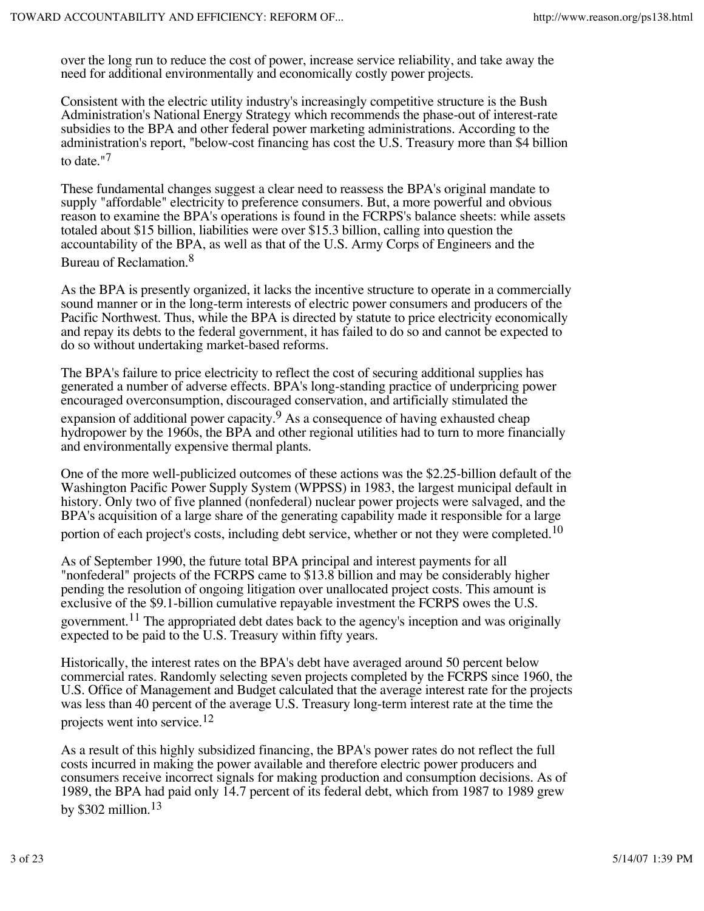over the long run to reduce the cost of power, increase service reliability, and take away the need for additional environmentally and economically costly power projects.

Consistent with the electric utility industry's increasingly competitive structure is the Bush Administration's National Energy Strategy which recommends the phase-out of interest-rate subsidies to the BPA and other federal power marketing administrations. According to the administration's report, "below-cost financing has cost the U.S. Treasury more than $4 billion to date."[7]

These fundamental changes suggest a clear need to reassess the BPA's original mandate to supply "affordable" electricity to preference consumers. But, a more powerful and obvious reason to examine the BPA's operations is found in the FCRPS's balance sheets: while assets totaled about $15 billion, liabilities were over $15.3 billion, calling into question the accountability of the BPA, as well as that of the U.S. Army Corps of Engineers and the Bureau of Reclamation.[8]

As the BPA is presently organized, it lacks the incentive structure to operate in a commercially sound manner or in the long-term interests of electric power consumers and producers of the Pacific Northwest. Thus, while the BPA is directed by statute to price electricity economically and repay its debts to the federal government, it has failed to do so and cannot be expected to do so without undertaking market-based reforms.

The BPA's failure to price electricity to reflect the cost of securing additional supplies has generated a number of adverse effects. BPA's long-standing practice of underpricing power encouraged overconsumption, discouraged conservation, and artificially stimulated the expansion of additional power capacity.[9] As a consequence of having exhausted cheap hydropower by the 1960s, the BPA and other regional utilities had to turn to more financially and environmentally expensive thermal plants.

One of the more well-publicized outcomes of these actions was the $2.25-billion default of the Washington Pacific Power Supply System (WPPSS) in 1983, the largest municipal default in history. Only two of five planned (nonfederal) nuclear power projects were salvaged, and the BPA's acquisition of a large share of the generating capability made it responsible for a large portion of each project's costs, including debt service, whether or not they were completed.[10]

As of September 1990, the future total BPA principal and interest payments for all "nonfederal" projects of the FCRPS came to $13.8 billion and may be considerably higher pending the resolution of ongoing litigation over unallocated project costs. This amount is exclusive of the $9.1-billion cumulative repayable investment the FCRPS owes the U.S. government.[11] The appropriated debt dates back to the agency's inception and was originally expected to be paid to the U.S. Treasury within fifty years.

Historically, the interest rates on the BPA's debt have averaged around 50 percent below commercial rates. Randomly selecting seven projects completed by the FCRPS since 1960, the U.S. Office of Management and Budget calculated that the average interest rate for the projects was less than 40 percent of the average U.S. Treasury long-term interest rate at the time the projects went into service.[12]

As a result of this highly subsidized financing, the BPA's power rates do not reflect the full costs incurred in making the power available and therefore electric power producers and consumers receive incorrect signals for making production and consumption decisions. As of 1989, the BPA had paid only 14.7 percent of its federal debt, which from 1987 to 1989 grew by $302 million.[13]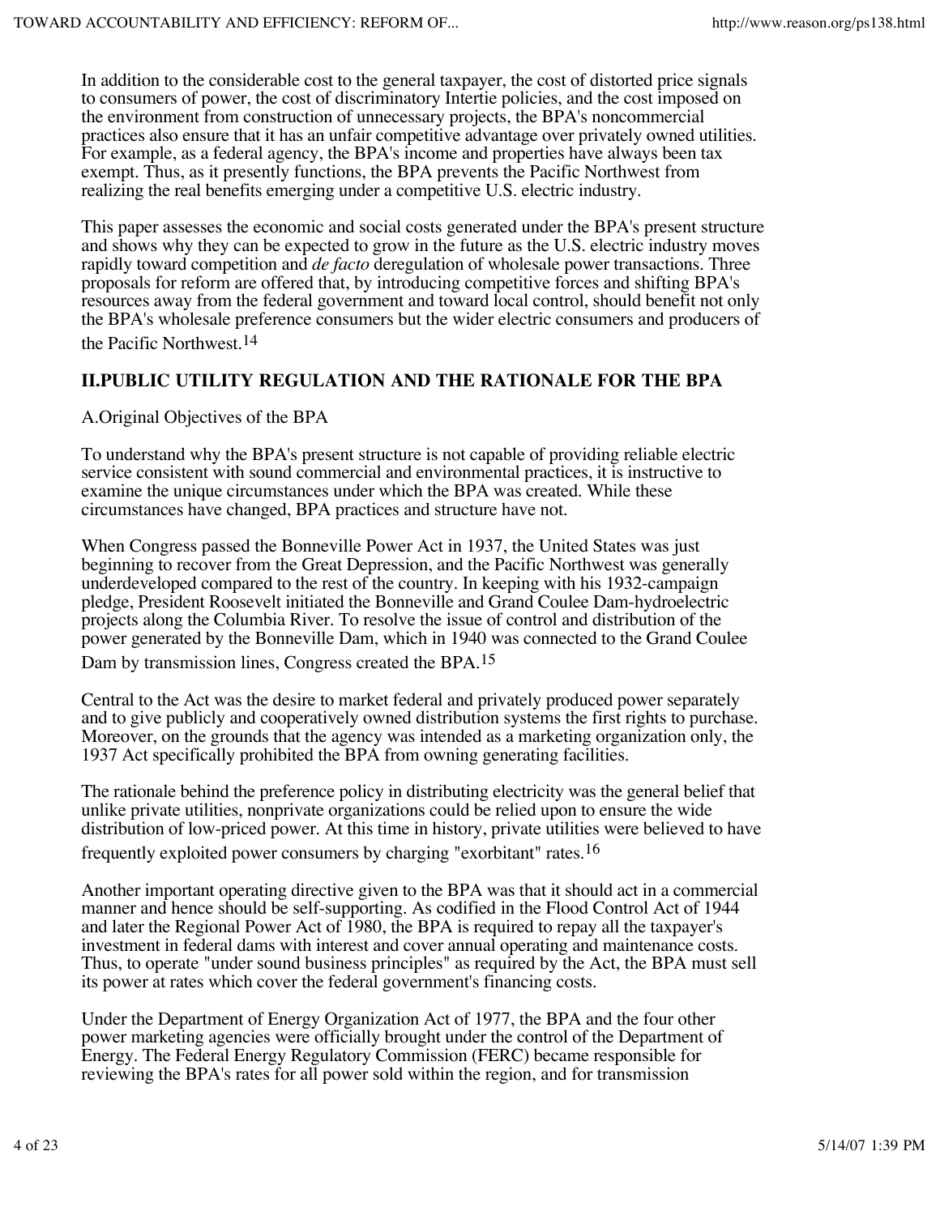In addition to the considerable cost to the general taxpayer, the cost of distorted price signals to consumers of power, the cost of discriminatory Intertie policies, and the cost imposed on the environment from construction of unnecessary projects, the BPA's noncommercial practices also ensure that it has an unfair competitive advantage over privately owned utilities. For example, as a federal agency, the BPA's income and properties have always been tax exempt. Thus, as it presently functions, the BPA prevents the Pacific Northwest from realizing the real benefits emerging under a competitive U.S. electric industry.

This paper assesses the economic and social costs generated under the BPA's present structure and shows why they can be expected to grow in the future as the U.S. electric industry moves rapidly toward competition and *de facto* deregulation of wholesale power transactions. Three proposals for reform are offered that, by introducing competitive forces and shifting BPA's resources away from the federal government and toward local control, should benefit not only the BPA's wholesale preference consumers but the wider electric consumers and producers of the Pacific Northwest.[14]

## II.PUBLIC UTILITY REGULATION AND THE RATIONALE FOR THE BPA

A.Original Objectives of the BPA

To understand why the BPA's present structure is not capable of providing reliable electric service consistent with sound commercial and environmental practices, it is instructive to examine the unique circumstances under which the BPA was created. While these circumstances have changed, BPA practices and structure have not.

When Congress passed the Bonneville Power Act in 1937, the United States was just beginning to recover from the Great Depression, and the Pacific Northwest was generally underdeveloped compared to the rest of the country. In keeping with his 1932-campaign pledge, President Roosevelt initiated the Bonneville and Grand Coulee Dam-hydroelectric projects along the Columbia River. To resolve the issue of control and distribution of the power generated by the Bonneville Dam, which in 1940 was connected to the Grand Coulee Dam by transmission lines, Congress created the BPA.[15]

Central to the Act was the desire to market federal and privately produced power separately and to give publicly and cooperatively owned distribution systems the first rights to purchase. Moreover, on the grounds that the agency was intended as a marketing organization only, the 1937 Act specifically prohibited the BPA from owning generating facilities.

The rationale behind the preference policy in distributing electricity was the general belief that unlike private utilities, nonprivate organizations could be relied upon to ensure the wide distribution of low-priced power. At this time in history, private utilities were believed to have frequently exploited power consumers by charging "exorbitant" rates.[16]

Another important operating directive given to the BPA was that it should act in a commercial manner and hence should be self-supporting. As codified in the Flood Control Act of 1944 and later the Regional Power Act of 1980, the BPA is required to repay all the taxpayer's investment in federal dams with interest and cover annual operating and maintenance costs. Thus, to operate "under sound business principles" as required by the Act, the BPA must sell its power at rates which cover the federal government's financing costs.

Under the Department of Energy Organization Act of 1977, the BPA and the four other power marketing agencies were officially brought under the control of the Department of Energy. The Federal Energy Regulatory Commission (FERC) became responsible for reviewing the BPA's rates for all power sold within the region, and for transmission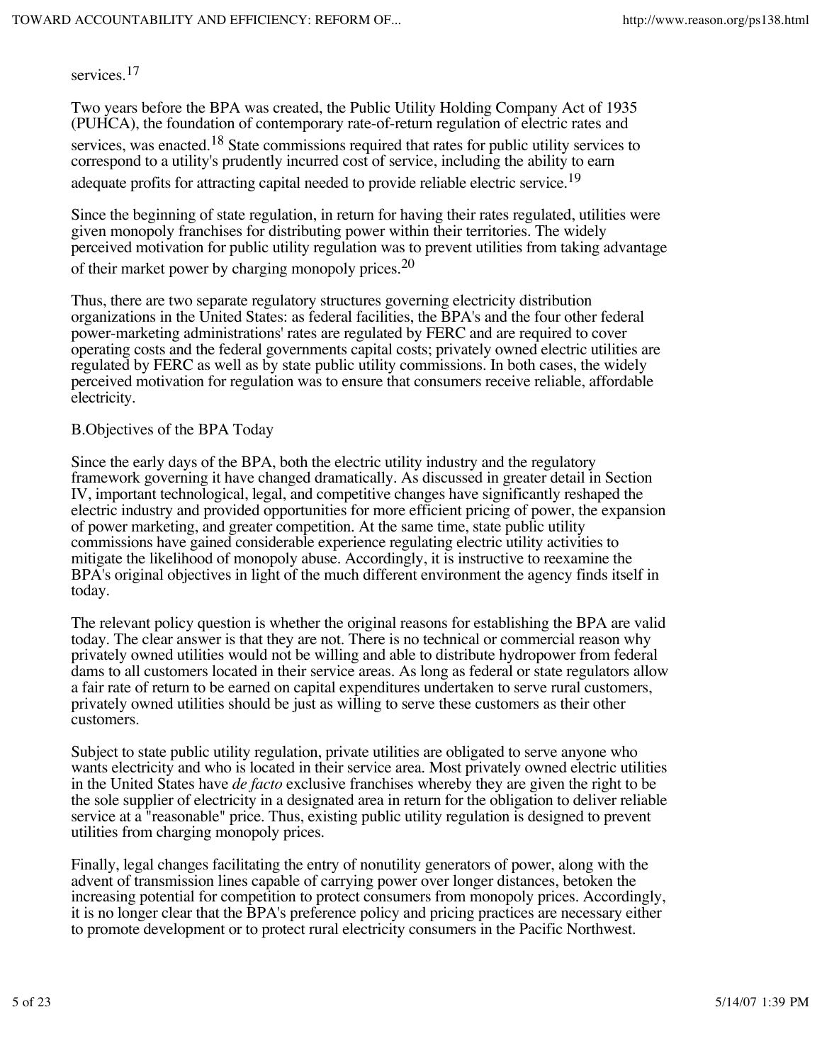services.[17]

Two years before the BPA was created, the Public Utility Holding Company Act of 1935 (PUHCA), the foundation of contemporary rate-of-return regulation of electric rates and services, was enacted.[18] State commissions required that rates for public utility services to correspond to a utility's prudently incurred cost of service, including the ability to earn adequate profits for attracting capital needed to provide reliable electric service.[19]

Since the beginning of state regulation, in return for having their rates regulated, utilities were given monopoly franchises for distributing power within their territories. The widely perceived motivation for public utility regulation was to prevent utilities from taking advantage of their market power by charging monopoly prices.[20]

Thus, there are two separate regulatory structures governing electricity distribution organizations in the United States: as federal facilities, the BPA's and the four other federal power-marketing administrations' rates are regulated by FERC and are required to cover operating costs and the federal governments capital costs; privately owned electric utilities are regulated by FERC as well as by state public utility commissions. In both cases, the widely perceived motivation for regulation was to ensure that consumers receive reliable, affordable electricity.

## B.Objectives of the BPA Today

Since the early days of the BPA, both the electric utility industry and the regulatory framework governing it have changed dramatically. As discussed in greater detail in Section IV, important technological, legal, and competitive changes have significantly reshaped the electric industry and provided opportunities for more efficient pricing of power, the expansion of power marketing, and greater competition. At the same time, state public utility commissions have gained considerable experience regulating electric utility activities to mitigate the likelihood of monopoly abuse. Accordingly, it is instructive to reexamine the BPA's original objectives in light of the much different environment the agency finds itself in today.

The relevant policy question is whether the original reasons for establishing the BPA are valid today. The clear answer is that they are not. There is no technical or commercial reason why privately owned utilities would not be willing and able to distribute hydropower from federal dams to all customers located in their service areas. As long as federal or state regulators allow a fair rate of return to be earned on capital expenditures undertaken to serve rural customers, privately owned utilities should be just as willing to serve these customers as their other customers.

Subject to state public utility regulation, private utilities are obligated to serve anyone who wants electricity and who is located in their service area. Most privately owned electric utilities in the United States have *de facto* exclusive franchises whereby they are given the right to be the sole supplier of electricity in a designated area in return for the obligation to deliver reliable service at a "reasonable" price. Thus, existing public utility regulation is designed to prevent utilities from charging monopoly prices.

Finally, legal changes facilitating the entry of nonutility generators of power, along with the advent of transmission lines capable of carrying power over longer distances, betoken the increasing potential for competition to protect consumers from monopoly prices. Accordingly, it is no longer clear that the BPA's preference policy and pricing practices are necessary either to promote development or to protect rural electricity consumers in the Pacific Northwest.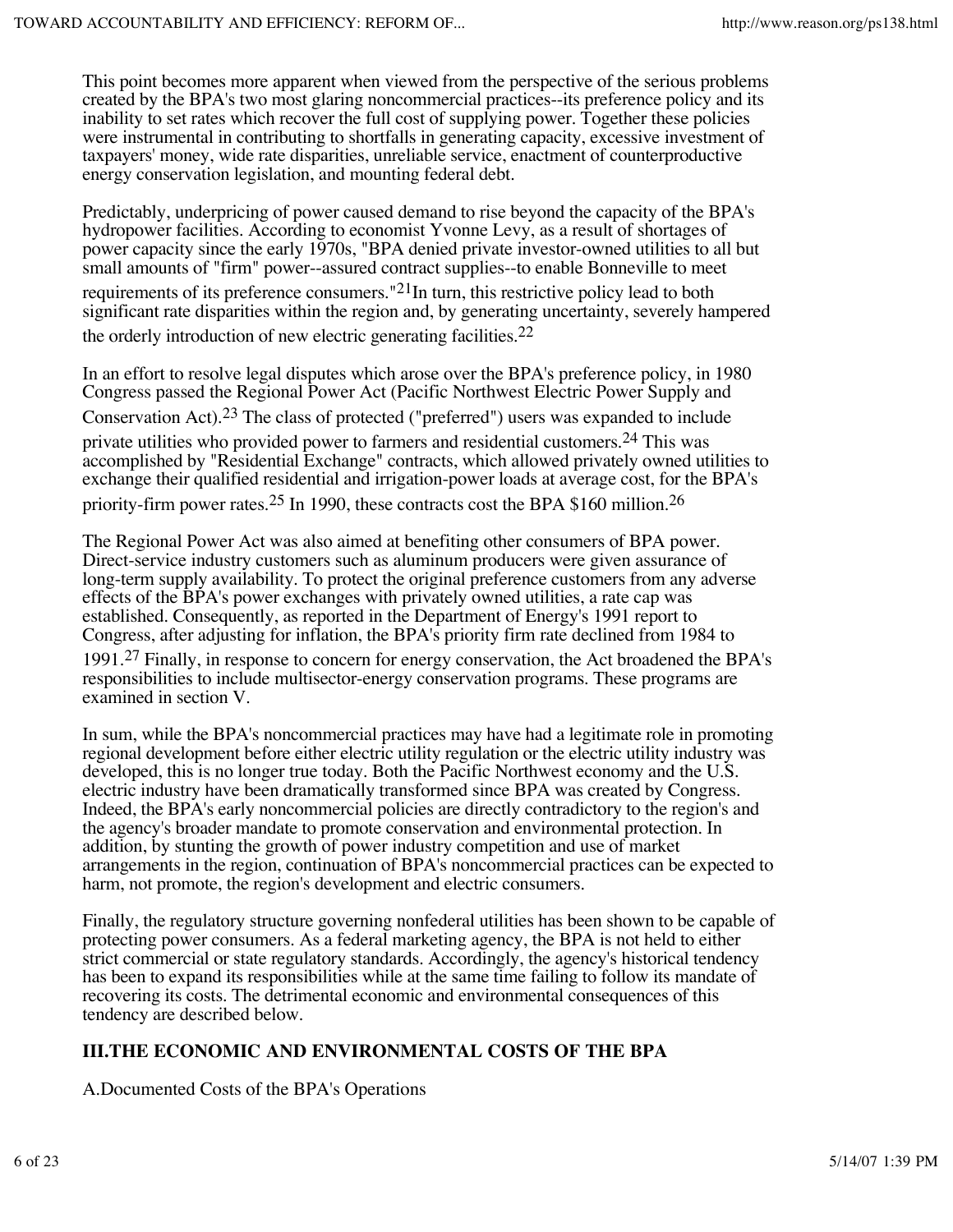This point becomes more apparent when viewed from the perspective of the serious problems created by the BPA's two most glaring noncommercial practices--its preference policy and its inability to set rates which recover the full cost of supplying power. Together these policies were instrumental in contributing to shortfalls in generating capacity, excessive investment of taxpayers' money, wide rate disparities, unreliable service, enactment of counterproductive energy conservation legislation, and mounting federal debt.

Predictably, underpricing of power caused demand to rise beyond the capacity of the BPA's hydropower facilities. According to economist Yvonne Levy, as a result of shortages of power capacity since the early 1970s, "BPA denied private investor-owned utilities to all but small amounts of "firm" power--assured contract supplies--to enable Bonneville to meet requirements of its preference consumers."[21]In turn, this restrictive policy lead to both significant rate disparities within the region and, by generating uncertainty, severely hampered the orderly introduction of new electric generating facilities.[22]

In an effort to resolve legal disputes which arose over the BPA's preference policy, in 1980 Congress passed the Regional Power Act (Pacific Northwest Electric Power Supply and Conservation Act).[23] The class of protected ("preferred") users was expanded to include private utilities who provided power to farmers and residential customers.[24] This was accomplished by "Residential Exchange" contracts, which allowed privately owned utilities to exchange their qualified residential and irrigation-power loads at average cost, for the BPA's priority-firm power rates.[25] In 1990, these contracts cost the BPA $160 million.[26]

The Regional Power Act was also aimed at benefiting other consumers of BPA power. Direct-service industry customers such as aluminum producers were given assurance of long-term supply availability. To protect the original preference customers from any adverse effects of the BPA's power exchanges with privately owned utilities, a rate cap was established. Consequently, as reported in the Department of Energy's 1991 report to Congress, after adjusting for inflation, the BPA's priority firm rate declined from 1984 to 1991.[27] Finally, in response to concern for energy conservation, the Act broadened the BPA's responsibilities to include multisector-energy conservation programs. These programs are examined in section V.

In sum, while the BPA's noncommercial practices may have had a legitimate role in promoting regional development before either electric utility regulation or the electric utility industry was developed, this is no longer true today. Both the Pacific Northwest economy and the U.S. electric industry have been dramatically transformed since BPA was created by Congress. Indeed, the BPA's early noncommercial policies are directly contradictory to the region's and the agency's broader mandate to promote conservation and environmental protection. In addition, by stunting the growth of power industry competition and use of market arrangements in the region, continuation of BPA's noncommercial practices can be expected to harm, not promote, the region's development and electric consumers.

Finally, the regulatory structure governing nonfederal utilities has been shown to be capable of protecting power consumers. As a federal marketing agency, the BPA is not held to either strict commercial or state regulatory standards. Accordingly, the agency's historical tendency has been to expand its responsibilities while at the same time failing to follow its mandate of recovering its costs. The detrimental economic and environmental consequences of this tendency are described below.

## III.THE ECONOMIC AND ENVIRONMENTAL COSTS OF THE BPA

A.Documented Costs of the BPA's Operations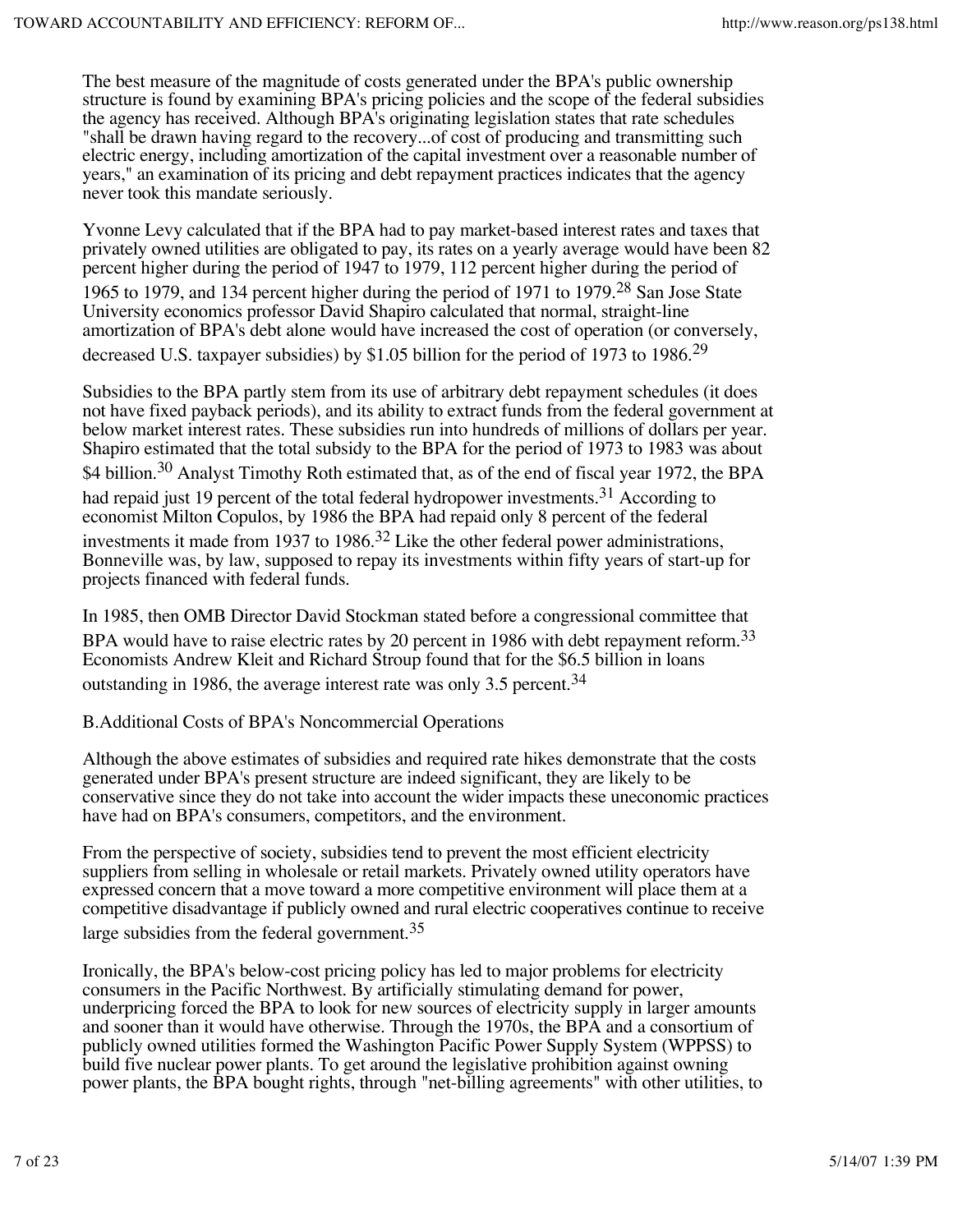The best measure of the magnitude of costs generated under the BPA's public ownership structure is found by examining BPA's pricing policies and the scope of the federal subsidies the agency has received. Although BPA's originating legislation states that rate schedules "shall be drawn having regard to the recovery...of cost of producing and transmitting such electric energy, including amortization of the capital investment over a reasonable number of years," an examination of its pricing and debt repayment practices indicates that the agency never took this mandate seriously.

Yvonne Levy calculated that if the BPA had to pay market-based interest rates and taxes that privately owned utilities are obligated to pay, its rates on a yearly average would have been 82 percent higher during the period of 1947 to 1979, 112 percent higher during the period of 1965 to 1979, and 134 percent higher during the period of 1971 to 1979.[28] San Jose State University economics professor David Shapiro calculated that normal, straight-line amortization of BPA's debt alone would have increased the cost of operation (or conversely, decreased U.S. taxpayer subsidies) by $1.05 billion for the period of 1973 to 1986.[29]

Subsidies to the BPA partly stem from its use of arbitrary debt repayment schedules (it does not have fixed payback periods), and its ability to extract funds from the federal government at below market interest rates. These subsidies run into hundreds of millions of dollars per year. Shapiro estimated that the total subsidy to the BPA for the period of 1973 to 1983 was about $4 billion.[30] Analyst Timothy Roth estimated that, as of the end of fiscal year 1972, the BPA had repaid just 19 percent of the total federal hydropower investments.[31] According to economist Milton Copulos, by 1986 the BPA had repaid only 8 percent of the federal investments it made from 1937 to 1986.[32] Like the other federal power administrations, Bonneville was, by law, supposed to repay its investments within fifty years of start-up for projects financed with federal funds.

In 1985, then OMB Director David Stockman stated before a congressional committee that BPA would have to raise electric rates by 20 percent in 1986 with debt repayment reform.[33] Economists Andrew Kleit and Richard Stroup found that for the $6.5 billion in loans outstanding in 1986, the average interest rate was only 3.5 percent.[34]

B. Additional Costs of BPA's Noncommercial Operations

Although the above estimates of subsidies and required rate hikes demonstrate that the costs generated under BPA's present structure are indeed significant, they are likely to be conservative since they do not take into account the wider impacts these uneconomic practices have had on BPA's consumers, competitors, and the environment.

From the perspective of society, subsidies tend to prevent the most efficient electricity suppliers from selling in wholesale or retail markets. Privately owned utility operators have expressed concern that a move toward a more competitive environment will place them at a competitive disadvantage if publicly owned and rural electric cooperatives continue to receive large subsidies from the federal government.[35]

Ironically, the BPA's below-cost pricing policy has led to major problems for electricity consumers in the Pacific Northwest. By artificially stimulating demand for power, underpricing forced the BPA to look for new sources of electricity supply in larger amounts and sooner than it would have otherwise. Through the 1970s, the BPA and a consortium of publicly owned utilities formed the Washington Pacific Power Supply System (WPPSS) to build five nuclear power plants. To get around the legislative prohibition against owning power plants, the BPA bought rights, through "net-billing agreements" with other utilities, to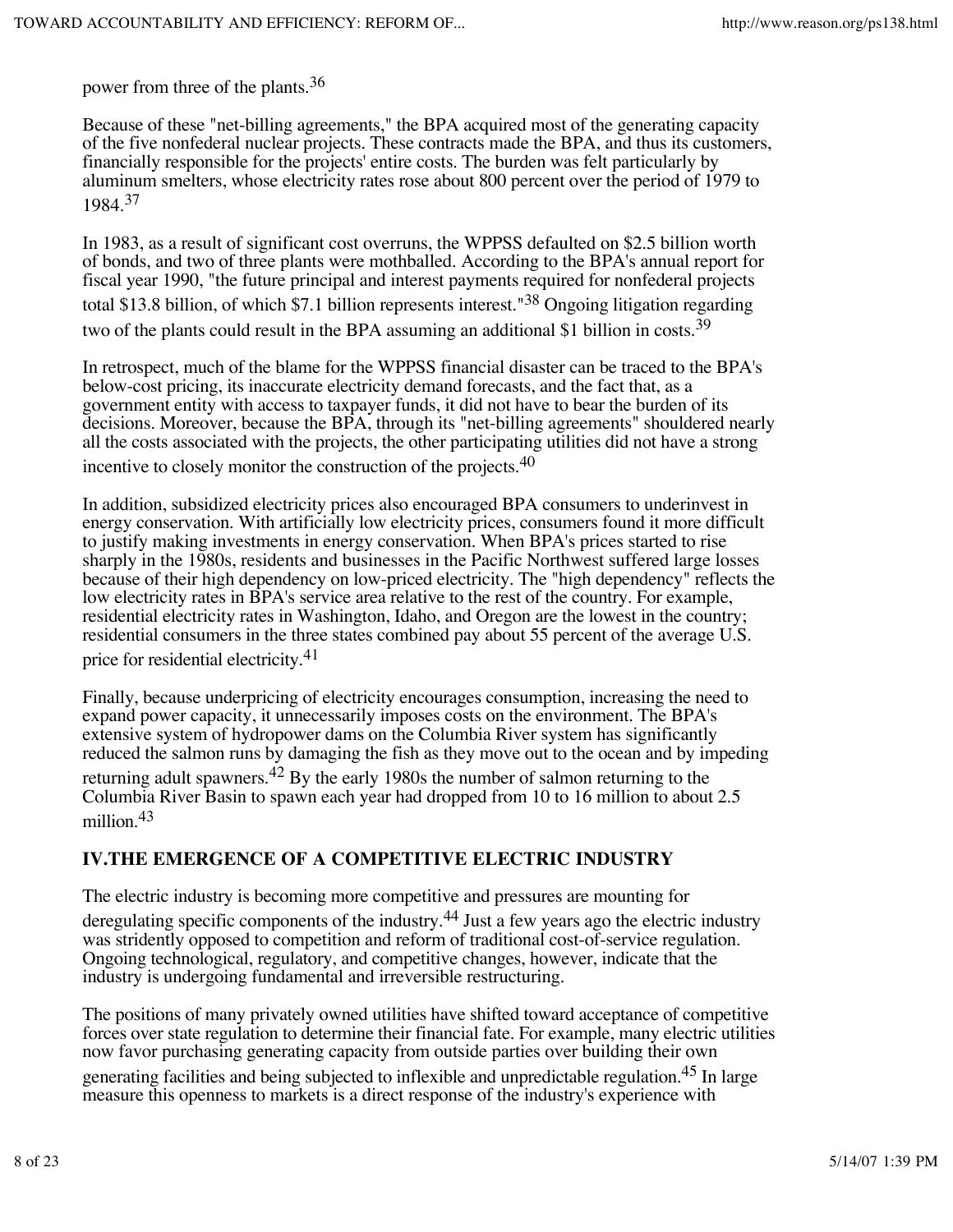power from three of the plants.[36]

Because of these "net-billing agreements," the BPA acquired most of the generating capacity of the five nonfederal nuclear projects. These contracts made the BPA, and thus its customers, financially responsible for the projects' entire costs. The burden was felt particularly by aluminum smelters, whose electricity rates rose about 800 percent over the period of 1979 to 1984.[37]

In 1983, as a result of significant cost overruns, the WPPSS defaulted on $2.5 billion worth of bonds, and two of three plants were mothballed. According to the BPA's annual report for fiscal year 1990, "the future principal and interest payments required for nonfederal projects total $13.8 billion, of which $7.1 billion represents interest."[38] Ongoing litigation regarding two of the plants could result in the BPA assuming an additional $1 billion in costs.[39]

In retrospect, much of the blame for the WPPSS financial disaster can be traced to the BPA's below-cost pricing, its inaccurate electricity demand forecasts, and the fact that, as a government entity with access to taxpayer funds, it did not have to bear the burden of its decisions. Moreover, because the BPA, through its "net-billing agreements" shouldered nearly all the costs associated with the projects, the other participating utilities did not have a strong incentive to closely monitor the construction of the projects.[40]

In addition, subsidized electricity prices also encouraged BPA consumers to underinvest in energy conservation. With artificially low electricity prices, consumers found it more difficult to justify making investments in energy conservation. When BPA's prices started to rise sharply in the 1980s, residents and businesses in the Pacific Northwest suffered large losses because of their high dependency on low-priced electricity. The "high dependency" reflects the low electricity rates in BPA's service area relative to the rest of the country. For example, residential electricity rates in Washington, Idaho, and Oregon are the lowest in the country; residential consumers in the three states combined pay about 55 percent of the average U.S. price for residential electricity.[41]

Finally, because underpricing of electricity encourages consumption, increasing the need to expand power capacity, it unnecessarily imposes costs on the environment. The BPA's extensive system of hydropower dams on the Columbia River system has significantly reduced the salmon runs by damaging the fish as they move out to the ocean and by impeding returning adult spawners.[42] By the early 1980s the number of salmon returning to the Columbia River Basin to spawn each year had dropped from 10 to 16 million to about 2.5 million.[43]

## IV. THE EMERGENCE OF A COMPETITIVE ELECTRIC INDUSTRY

The electric industry is becoming more competitive and pressures are mounting for deregulating specific components of the industry.[44] Just a few years ago the electric industry was stridently opposed to competition and reform of traditional cost-of-service regulation. Ongoing technological, regulatory, and competitive changes, however, indicate that the industry is undergoing fundamental and irreversible restructuring.

The positions of many privately owned utilities have shifted toward acceptance of competitive forces over state regulation to determine their financial fate. For example, many electric utilities now favor purchasing generating capacity from outside parties over building their own generating facilities and being subjected to inflexible and unpredictable regulation.[45] In large measure this openness to markets is a direct response of the industry's experience with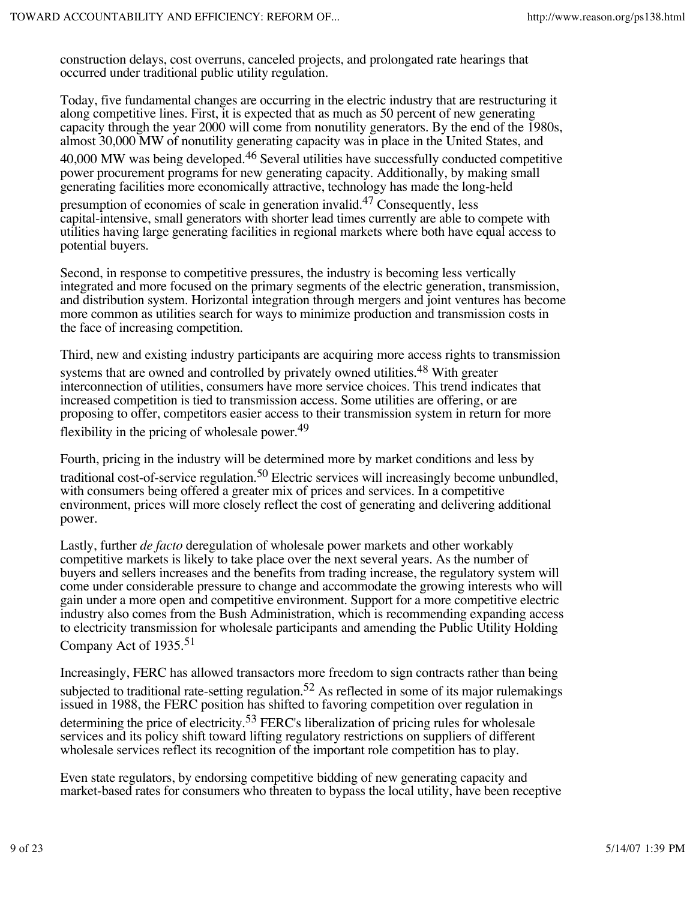construction delays, cost overruns, canceled projects, and prolongated rate hearings that occurred under traditional public utility regulation.

Today, five fundamental changes are occurring in the electric industry that are restructuring it along competitive lines. First, it is expected that as much as 50 percent of new generating capacity through the year 2000 will come from nonutility generators. By the end of the 1980s, almost 30,000 MW of nonutility generating capacity was in place in the United States, and 40,000 MW was being developed.[46] Several utilities have successfully conducted competitive power procurement programs for new generating capacity. Additionally, by making small generating facilities more economically attractive, technology has made the long-held presumption of economies of scale in generation invalid.[47] Consequently, less capital-intensive, small generators with shorter lead times currently are able to compete with utilities having large generating facilities in regional markets where both have equal access to potential buyers.

Second, in response to competitive pressures, the industry is becoming less vertically integrated and more focused on the primary segments of the electric generation, transmission, and distribution system. Horizontal integration through mergers and joint ventures has become more common as utilities search for ways to minimize production and transmission costs in the face of increasing competition.

Third, new and existing industry participants are acquiring more access rights to transmission systems that are owned and controlled by privately owned utilities.[48] With greater interconnection of utilities, consumers have more service choices. This trend indicates that increased competition is tied to transmission access. Some utilities are offering, or are proposing to offer, competitors easier access to their transmission system in return for more flexibility in the pricing of wholesale power.[49]

Fourth, pricing in the industry will be determined more by market conditions and less by traditional cost-of-service regulation.[50] Electric services will increasingly become unbundled, with consumers being offered a greater mix of prices and services. In a competitive environment, prices will more closely reflect the cost of generating and delivering additional power.

Lastly, further *de facto* deregulation of wholesale power markets and other workably competitive markets is likely to take place over the next several years. As the number of buyers and sellers increases and the benefits from trading increase, the regulatory system will come under considerable pressure to change and accommodate the growing interests who will gain under a more open and competitive environment. Support for a more competitive electric industry also comes from the Bush Administration, which is recommending expanding access to electricity transmission for wholesale participants and amending the Public Utility Holding Company Act of 1935.[51]

Increasingly, FERC has allowed transactors more freedom to sign contracts rather than being subjected to traditional rate-setting regulation.[52] As reflected in some of its major rulemakings issued in 1988, the FERC position has shifted to favoring competition over regulation in determining the price of electricity.[53] FERC's liberalization of pricing rules for wholesale services and its policy shift toward lifting regulatory restrictions on suppliers of different wholesale services reflect its recognition of the important role competition has to play.

Even state regulators, by endorsing competitive bidding of new generating capacity and market-based rates for consumers who threaten to bypass the local utility, have been receptive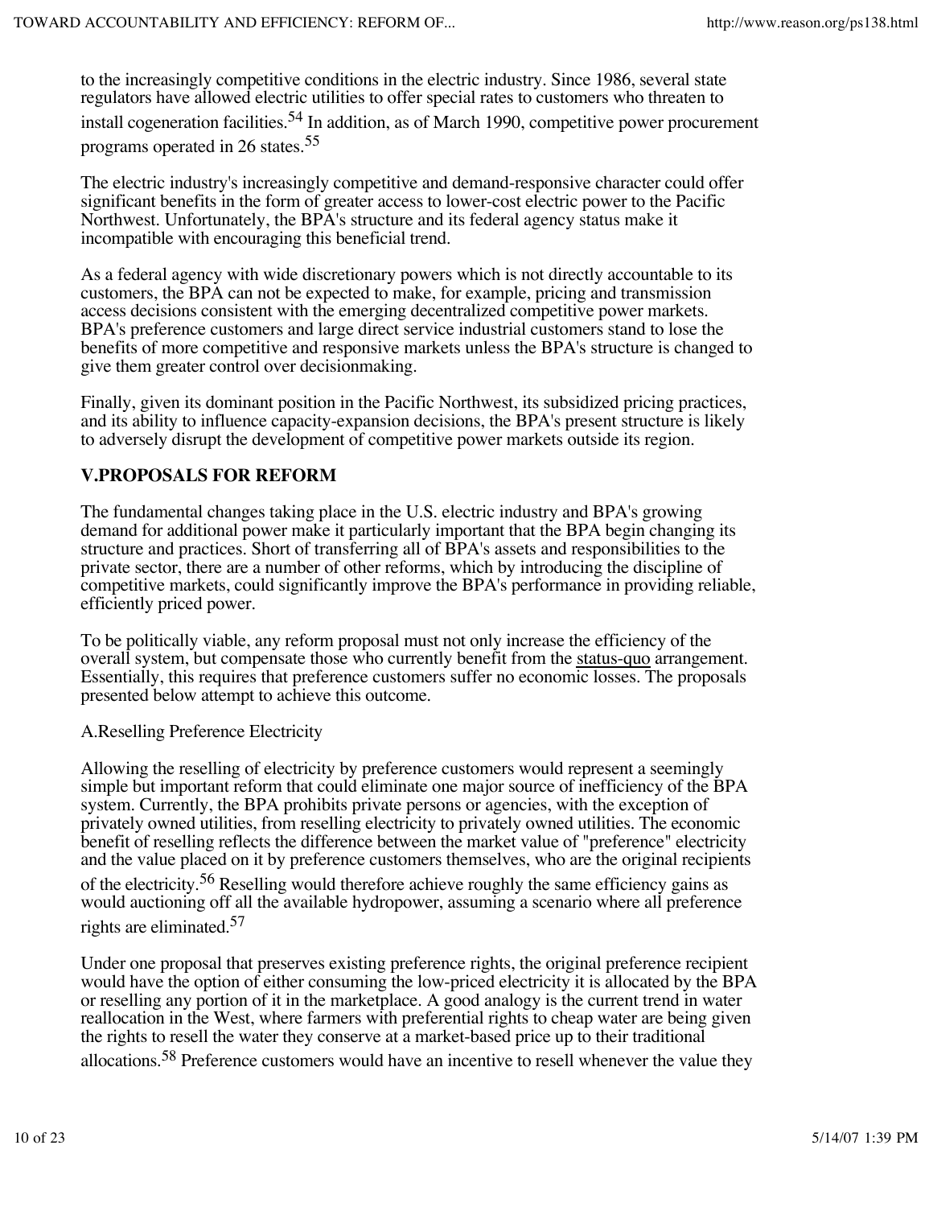to the increasingly competitive conditions in the electric industry. Since 1986, several state regulators have allowed electric utilities to offer special rates to customers who threaten to install cogeneration facilities.[54] In addition, as of March 1990, competitive power procurement programs operated in 26 states.[55]

The electric industry's increasingly competitive and demand-responsive character could offer significant benefits in the form of greater access to lower-cost electric power to the Pacific Northwest. Unfortunately, the BPA's structure and its federal agency status make it incompatible with encouraging this beneficial trend.

As a federal agency with wide discretionary powers which is not directly accountable to its customers, the BPA can not be expected to make, for example, pricing and transmission access decisions consistent with the emerging decentralized competitive power markets. BPA's preference customers and large direct service industrial customers stand to lose the benefits of more competitive and responsive markets unless the BPA's structure is changed to give them greater control over decisionmaking.

Finally, given its dominant position in the Pacific Northwest, its subsidized pricing practices, and its ability to influence capacity-expansion decisions, the BPA's present structure is likely to adversely disrupt the development of competitive power markets outside its region.

## V.PROPOSALS FOR REFORM

The fundamental changes taking place in the U.S. electric industry and BPA's growing demand for additional power make it particularly important that the BPA begin changing its structure and practices. Short of transferring all of BPA's assets and responsibilities to the private sector, there are a number of other reforms, which by introducing the discipline of competitive markets, could significantly improve the BPA's performance in providing reliable, efficiently priced power.

To be politically viable, any reform proposal must not only increase the efficiency of the overall system, but compensate those who currently benefit from the status-quo arrangement. Essentially, this requires that preference customers suffer no economic losses. The proposals presented below attempt to achieve this outcome.

A.Reselling Preference Electricity

Allowing the reselling of electricity by preference customers would represent a seemingly simple but important reform that could eliminate one major source of inefficiency of the BPA system. Currently, the BPA prohibits private persons or agencies, with the exception of privately owned utilities, from reselling electricity to privately owned utilities. The economic benefit of reselling reflects the difference between the market value of "preference" electricity and the value placed on it by preference customers themselves, who are the original recipients of the electricity.[56] Reselling would therefore achieve roughly the same efficiency gains as would auctioning off all the available hydropower, assuming a scenario where all preference rights are eliminated.[57]

Under one proposal that preserves existing preference rights, the original preference recipient would have the option of either consuming the low-priced electricity it is allocated by the BPA or reselling any portion of it in the marketplace. A good analogy is the current trend in water reallocation in the West, where farmers with preferential rights to cheap water are being given the rights to resell the water they conserve at a market-based price up to their traditional allocations.[58] Preference customers would have an incentive to resell whenever the value they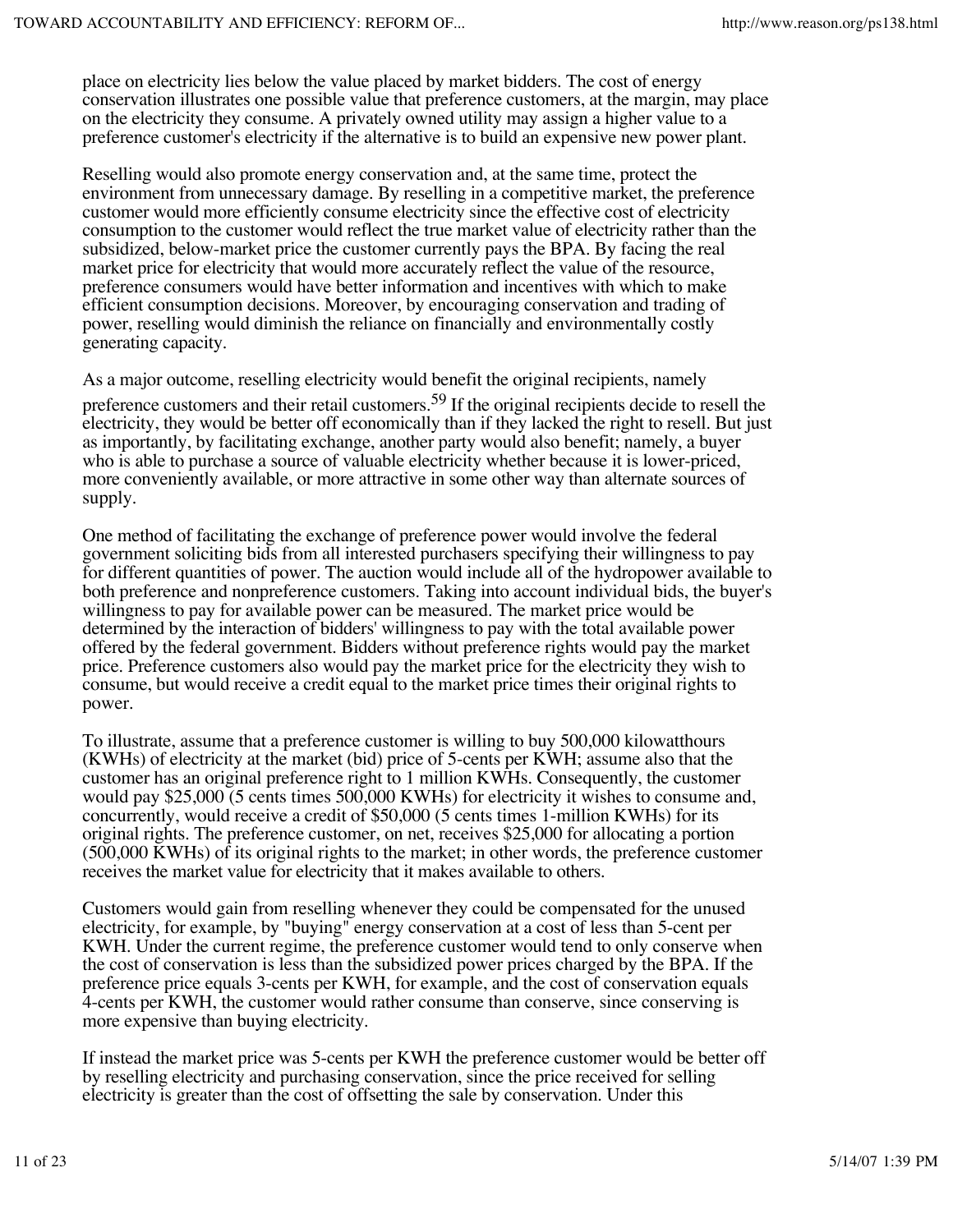place on electricity lies below the value placed by market bidders. The cost of energy conservation illustrates one possible value that preference customers, at the margin, may place on the electricity they consume. A privately owned utility may assign a higher value to a preference customer's electricity if the alternative is to build an expensive new power plant.

Reselling would also promote energy conservation and, at the same time, protect the environment from unnecessary damage. By reselling in a competitive market, the preference customer would more efficiently consume electricity since the effective cost of electricity consumption to the customer would reflect the true market value of electricity rather than the subsidized, below-market price the customer currently pays the BPA. By facing the real market price for electricity that would more accurately reflect the value of the resource, preference consumers would have better information and incentives with which to make efficient consumption decisions. Moreover, by encouraging conservation and trading of power, reselling would diminish the reliance on financially and environmentally costly generating capacity.

As a major outcome, reselling electricity would benefit the original recipients, namely preference customers and their retail customers.[59] If the original recipients decide to resell the electricity, they would be better off economically than if they lacked the right to resell. But just as importantly, by facilitating exchange, another party would also benefit; namely, a buyer who is able to purchase a source of valuable electricity whether because it is lower-priced, more conveniently available, or more attractive in some other way than alternate sources of supply.

One method of facilitating the exchange of preference power would involve the federal government soliciting bids from all interested purchasers specifying their willingness to pay for different quantities of power. The auction would include all of the hydropower available to both preference and nonpreference customers. Taking into account individual bids, the buyer's willingness to pay for available power can be measured. The market price would be determined by the interaction of bidders' willingness to pay with the total available power offered by the federal government. Bidders without preference rights would pay the market price. Preference customers also would pay the market price for the electricity they wish to consume, but would receive a credit equal to the market price times their original rights to power.

To illustrate, assume that a preference customer is willing to buy 500,000 kilowatthours (KWHs) of electricity at the market (bid) price of 5-cents per KWH; assume also that the customer has an original preference right to 1 million KWHs. Consequently, the customer would pay $25,000 (5 cents times 500,000 KWHs) for electricity it wishes to consume and, concurrently, would receive a credit of $50,000 (5 cents times 1-million KWHs) for its original rights. The preference customer, on net, receives $25,000 for allocating a portion (500,000 KWHs) of its original rights to the market; in other words, the preference customer receives the market value for electricity that it makes available to others.

Customers would gain from reselling whenever they could be compensated for the unused electricity, for example, by "buying" energy conservation at a cost of less than 5-cent per KWH. Under the current regime, the preference customer would tend to only conserve when the cost of conservation is less than the subsidized power prices charged by the BPA. If the preference price equals 3-cents per KWH, for example, and the cost of conservation equals 4-cents per KWH, the customer would rather consume than conserve, since conserving is more expensive than buying electricity.

If instead the market price was 5-cents per KWH the preference customer would be better off by reselling electricity and purchasing conservation, since the price received for selling electricity is greater than the cost of offsetting the sale by conservation. Under this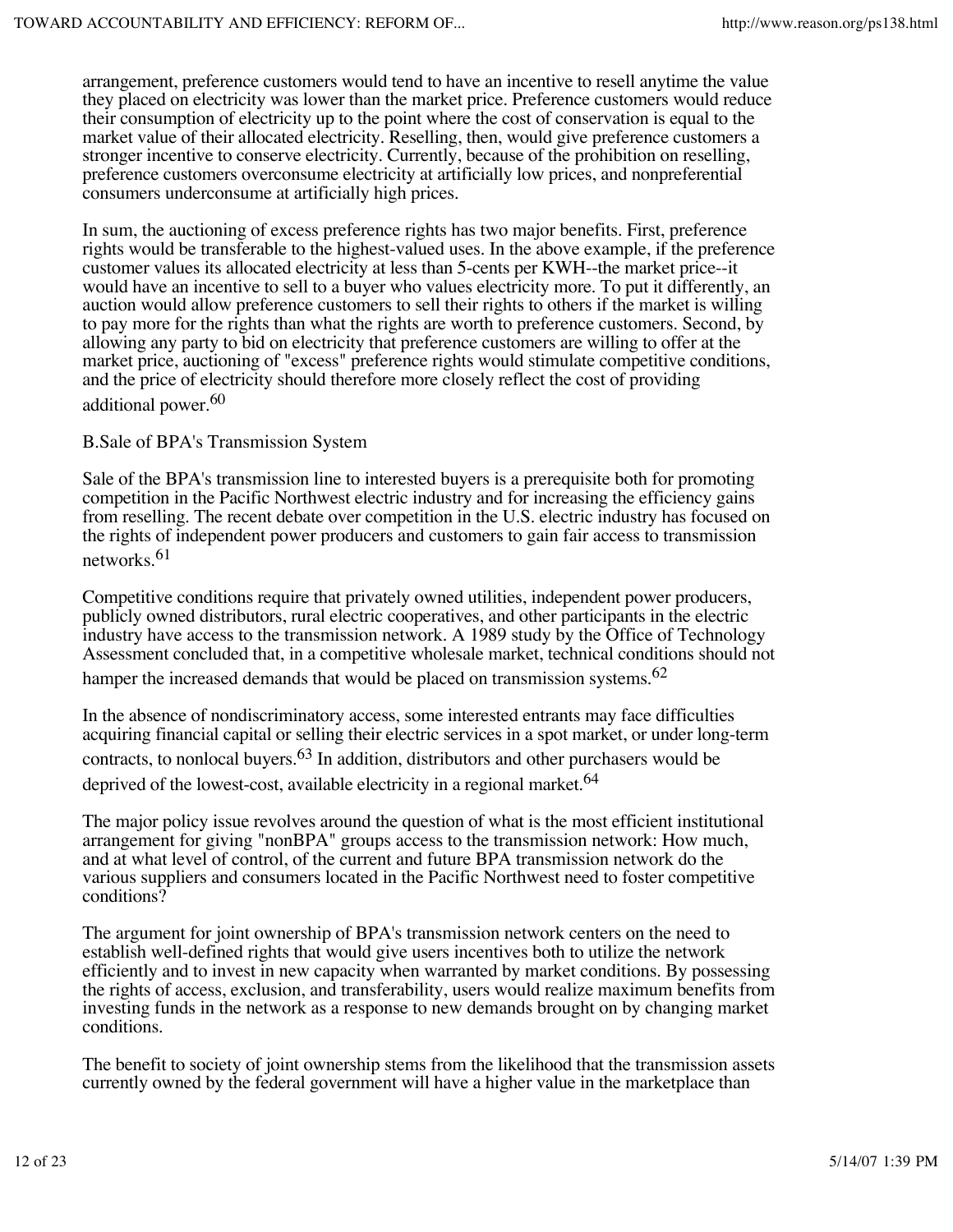arrangement, preference customers would tend to have an incentive to resell anytime the value they placed on electricity was lower than the market price. Preference customers would reduce their consumption of electricity up to the point where the cost of conservation is equal to the market value of their allocated electricity. Reselling, then, would give preference customers a stronger incentive to conserve electricity. Currently, because of the prohibition on reselling, preference customers overconsume electricity at artificially low prices, and nonpreferential consumers underconsume at artificially high prices.

In sum, the auctioning of excess preference rights has two major benefits. First, preference rights would be transferable to the highest-valued uses. In the above example, if the preference customer values its allocated electricity at less than 5-cents per KWH--the market price--it would have an incentive to sell to a buyer who values electricity more. To put it differently, an auction would allow preference customers to sell their rights to others if the market is willing to pay more for the rights than what the rights are worth to preference customers. Second, by allowing any party to bid on electricity that preference customers are willing to offer at the market price, auctioning of "excess" preference rights would stimulate competitive conditions, and the price of electricity should therefore more closely reflect the cost of providing additional power.[60]

B.Sale of BPA's Transmission System

Sale of the BPA's transmission line to interested buyers is a prerequisite both for promoting competition in the Pacific Northwest electric industry and for increasing the efficiency gains from reselling. The recent debate over competition in the U.S. electric industry has focused on the rights of independent power producers and customers to gain fair access to transmission networks.[61]

Competitive conditions require that privately owned utilities, independent power producers, publicly owned distributors, rural electric cooperatives, and other participants in the electric industry have access to the transmission network. A 1989 study by the Office of Technology Assessment concluded that, in a competitive wholesale market, technical conditions should not hamper the increased demands that would be placed on transmission systems.[62]

In the absence of nondiscriminatory access, some interested entrants may face difficulties acquiring financial capital or selling their electric services in a spot market, or under long-term contracts, to nonlocal buyers.[63] In addition, distributors and other purchasers would be deprived of the lowest-cost, available electricity in a regional market.[64]

The major policy issue revolves around the question of what is the most efficient institutional arrangement for giving "nonBPA" groups access to the transmission network: How much, and at what level of control, of the current and future BPA transmission network do the various suppliers and consumers located in the Pacific Northwest need to foster competitive conditions?

The argument for joint ownership of BPA's transmission network centers on the need to establish well-defined rights that would give users incentives both to utilize the network efficiently and to invest in new capacity when warranted by market conditions. By possessing the rights of access, exclusion, and transferability, users would realize maximum benefits from investing funds in the network as a response to new demands brought on by changing market conditions.

The benefit to society of joint ownership stems from the likelihood that the transmission assets currently owned by the federal government will have a higher value in the marketplace than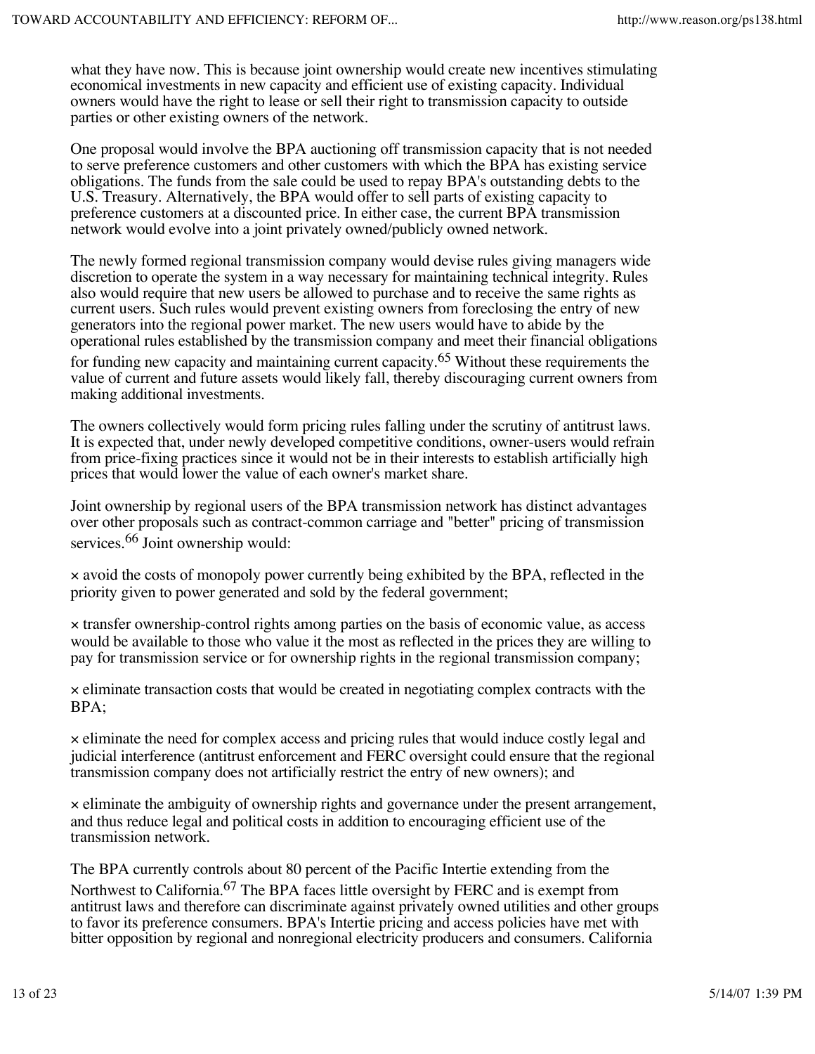what they have now. This is because joint ownership would create new incentives stimulating economical investments in new capacity and efficient use of existing capacity. Individual owners would have the right to lease or sell their right to transmission capacity to outside parties or other existing owners of the network.

One proposal would involve the BPA auctioning off transmission capacity that is not needed to serve preference customers and other customers with which the BPA has existing service obligations. The funds from the sale could be used to repay BPA's outstanding debts to the U.S. Treasury. Alternatively, the BPA would offer to sell parts of existing capacity to preference customers at a discounted price. In either case, the current BPA transmission network would evolve into a joint privately owned/publicly owned network.

The newly formed regional transmission company would devise rules giving managers wide discretion to operate the system in a way necessary for maintaining technical integrity. Rules also would require that new users be allowed to purchase and to receive the same rights as current users. Such rules would prevent existing owners from foreclosing the entry of new generators into the regional power market. The new users would have to abide by the operational rules established by the transmission company and meet their financial obligations for funding new capacity and maintaining current capacity.[65] Without these requirements the value of current and future assets would likely fall, thereby discouraging current owners from making additional investments.

The owners collectively would form pricing rules falling under the scrutiny of antitrust laws. It is expected that, under newly developed competitive conditions, owner-users would refrain from price-fixing practices since it would not be in their interests to establish artificially high prices that would lower the value of each owner's market share.

Joint ownership by regional users of the BPA transmission network has distinct advantages over other proposals such as contract-common carriage and "better" pricing of transmission services.[66] Joint ownership would:

× avoid the costs of monopoly power currently being exhibited by the BPA, reflected in the priority given to power generated and sold by the federal government;

× transfer ownership-control rights among parties on the basis of economic value, as access would be available to those who value it the most as reflected in the prices they are willing to pay for transmission service or for ownership rights in the regional transmission company;

× eliminate transaction costs that would be created in negotiating complex contracts with the BPA;

× eliminate the need for complex access and pricing rules that would induce costly legal and judicial interference (antitrust enforcement and FERC oversight could ensure that the regional transmission company does not artificially restrict the entry of new owners); and

× eliminate the ambiguity of ownership rights and governance under the present arrangement, and thus reduce legal and political costs in addition to encouraging efficient use of the transmission network.

The BPA currently controls about 80 percent of the Pacific Intertie extending from the Northwest to California.[67] The BPA faces little oversight by FERC and is exempt from antitrust laws and therefore can discriminate against privately owned utilities and other groups to favor its preference consumers. BPA's Intertie pricing and access policies have met with bitter opposition by regional and nonregional electricity producers and consumers. California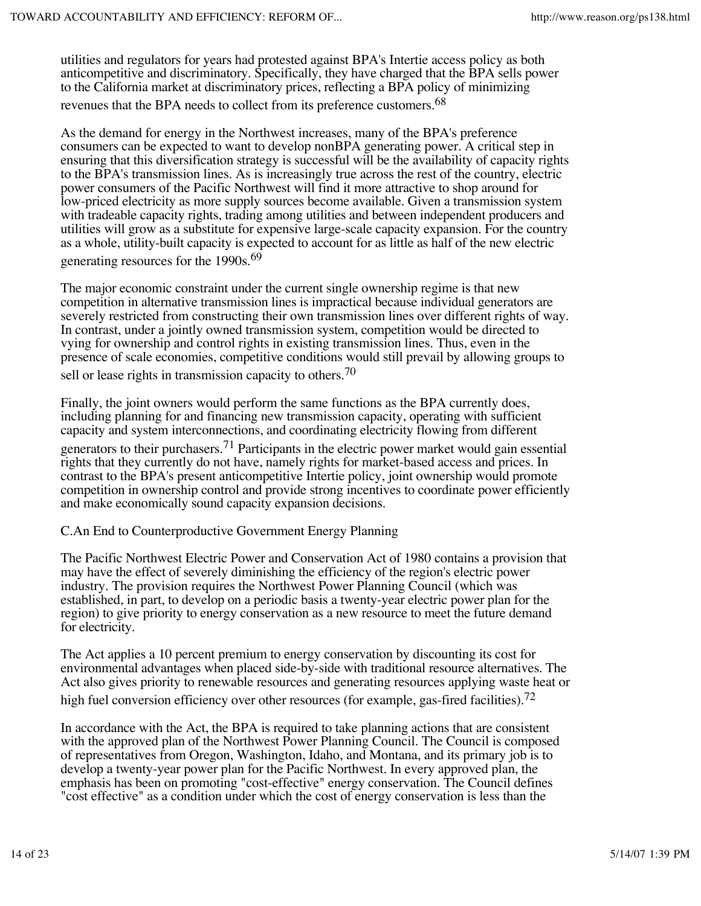utilities and regulators for years had protested against BPA's Intertie access policy as both anticompetitive and discriminatory. Specifically, they have charged that the BPA sells power to the California market at discriminatory prices, reflecting a BPA policy of minimizing revenues that the BPA needs to collect from its preference customers.[68]

As the demand for energy in the Northwest increases, many of the BPA's preference consumers can be expected to want to develop nonBPA generating power. A critical step in ensuring that this diversification strategy is successful will be the availability of capacity rights to the BPA's transmission lines. As is increasingly true across the rest of the country, electric power consumers of the Pacific Northwest will find it more attractive to shop around for low-priced electricity as more supply sources become available. Given a transmission system with tradeable capacity rights, trading among utilities and between independent producers and utilities will grow as a substitute for expensive large-scale capacity expansion. For the country as a whole, utility-built capacity is expected to account for as little as half of the new electric generating resources for the 1990s.[69]

The major economic constraint under the current single ownership regime is that new competition in alternative transmission lines is impractical because individual generators are severely restricted from constructing their own transmission lines over different rights of way. In contrast, under a jointly owned transmission system, competition would be directed to vying for ownership and control rights in existing transmission lines. Thus, even in the presence of scale economies, competitive conditions would still prevail by allowing groups to sell or lease rights in transmission capacity to others.[70]

Finally, the joint owners would perform the same functions as the BPA currently does, including planning for and financing new transmission capacity, operating with sufficient capacity and system interconnections, and coordinating electricity flowing from different generators to their purchasers.[71] Participants in the electric power market would gain essential rights that they currently do not have, namely rights for market-based access and prices. In contrast to the BPA's present anticompetitive Intertie policy, joint ownership would promote competition in ownership control and provide strong incentives to coordinate power efficiently and make economically sound capacity expansion decisions.

C.An End to Counterproductive Government Energy Planning

The Pacific Northwest Electric Power and Conservation Act of 1980 contains a provision that may have the effect of severely diminishing the efficiency of the region's electric power industry. The provision requires the Northwest Power Planning Council (which was established, in part, to develop on a periodic basis a twenty-year electric power plan for the region) to give priority to energy conservation as a new resource to meet the future demand for electricity.

The Act applies a 10 percent premium to energy conservation by discounting its cost for environmental advantages when placed side-by-side with traditional resource alternatives. The Act also gives priority to renewable resources and generating resources applying waste heat or high fuel conversion efficiency over other resources (for example, gas-fired facilities).[72]

In accordance with the Act, the BPA is required to take planning actions that are consistent with the approved plan of the Northwest Power Planning Council. The Council is composed of representatives from Oregon, Washington, Idaho, and Montana, and its primary job is to develop a twenty-year power plan for the Pacific Northwest. In every approved plan, the emphasis has been on promoting "cost-effective" energy conservation. The Council defines "cost effective" as a condition under which the cost of energy conservation is less than the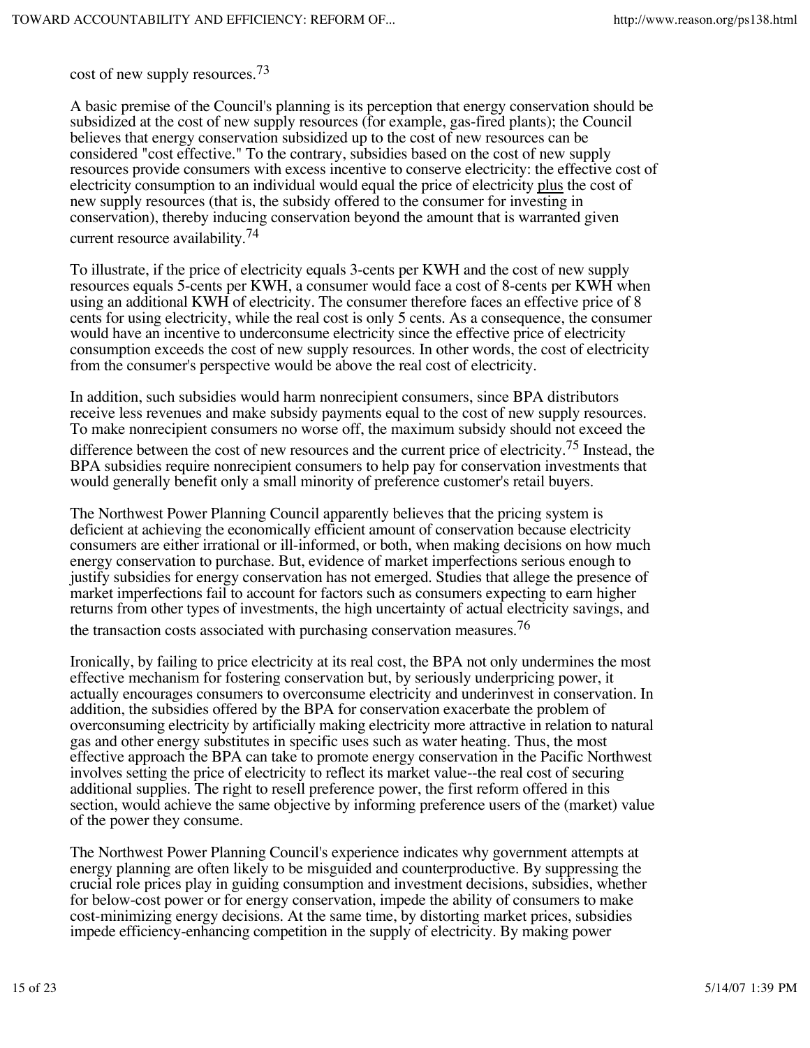cost of new supply resources.[73]

A basic premise of the Council's planning is its perception that energy conservation should be subsidized at the cost of new supply resources (for example, gas-fired plants); the Council believes that energy conservation subsidized up to the cost of new resources can be considered "cost effective." To the contrary, subsidies based on the cost of new supply resources provide consumers with excess incentive to conserve electricity: the effective cost of electricity consumption to an individual would equal the price of electricity plus the cost of new supply resources (that is, the subsidy offered to the consumer for investing in conservation), thereby inducing conservation beyond the amount that is warranted given current resource availability.[74]

To illustrate, if the price of electricity equals 3-cents per KWH and the cost of new supply resources equals 5-cents per KWH, a consumer would face a cost of 8-cents per KWH when using an additional KWH of electricity. The consumer therefore faces an effective price of 8 cents for using electricity, while the real cost is only 5 cents. As a consequence, the consumer would have an incentive to underconsume electricity since the effective price of electricity consumption exceeds the cost of new supply resources. In other words, the cost of electricity from the consumer's perspective would be above the real cost of electricity.

In addition, such subsidies would harm nonrecipient consumers, since BPA distributors receive less revenues and make subsidy payments equal to the cost of new supply resources. To make nonrecipient consumers no worse off, the maximum subsidy should not exceed the difference between the cost of new resources and the current price of electricity.[75] Instead, the BPA subsidies require nonrecipient consumers to help pay for conservation investments that would generally benefit only a small minority of preference customer's retail buyers.

The Northwest Power Planning Council apparently believes that the pricing system is deficient at achieving the economically efficient amount of conservation because electricity consumers are either irrational or ill-informed, or both, when making decisions on how much energy conservation to purchase. But, evidence of market imperfections serious enough to justify subsidies for energy conservation has not emerged. Studies that allege the presence of market imperfections fail to account for factors such as consumers expecting to earn higher returns from other types of investments, the high uncertainty of actual electricity savings, and the transaction costs associated with purchasing conservation measures.[76]

Ironically, by failing to price electricity at its real cost, the BPA not only undermines the most effective mechanism for fostering conservation but, by seriously underpricing power, it actually encourages consumers to overconsume electricity and underinvest in conservation. In addition, the subsidies offered by the BPA for conservation exacerbate the problem of overconsuming electricity by artificially making electricity more attractive in relation to natural gas and other energy substitutes in specific uses such as water heating. Thus, the most effective approach the BPA can take to promote energy conservation in the Pacific Northwest involves setting the price of electricity to reflect its market value--the real cost of securing additional supplies. The right to resell preference power, the first reform offered in this section, would achieve the same objective by informing preference users of the (market) value of the power they consume.

The Northwest Power Planning Council's experience indicates why government attempts at energy planning are often likely to be misguided and counterproductive. By suppressing the crucial role prices play in guiding consumption and investment decisions, subsidies, whether for below-cost power or for energy conservation, impede the ability of consumers to make cost-minimizing energy decisions. At the same time, by distorting market prices, subsidies impede efficiency-enhancing competition in the supply of electricity. By making power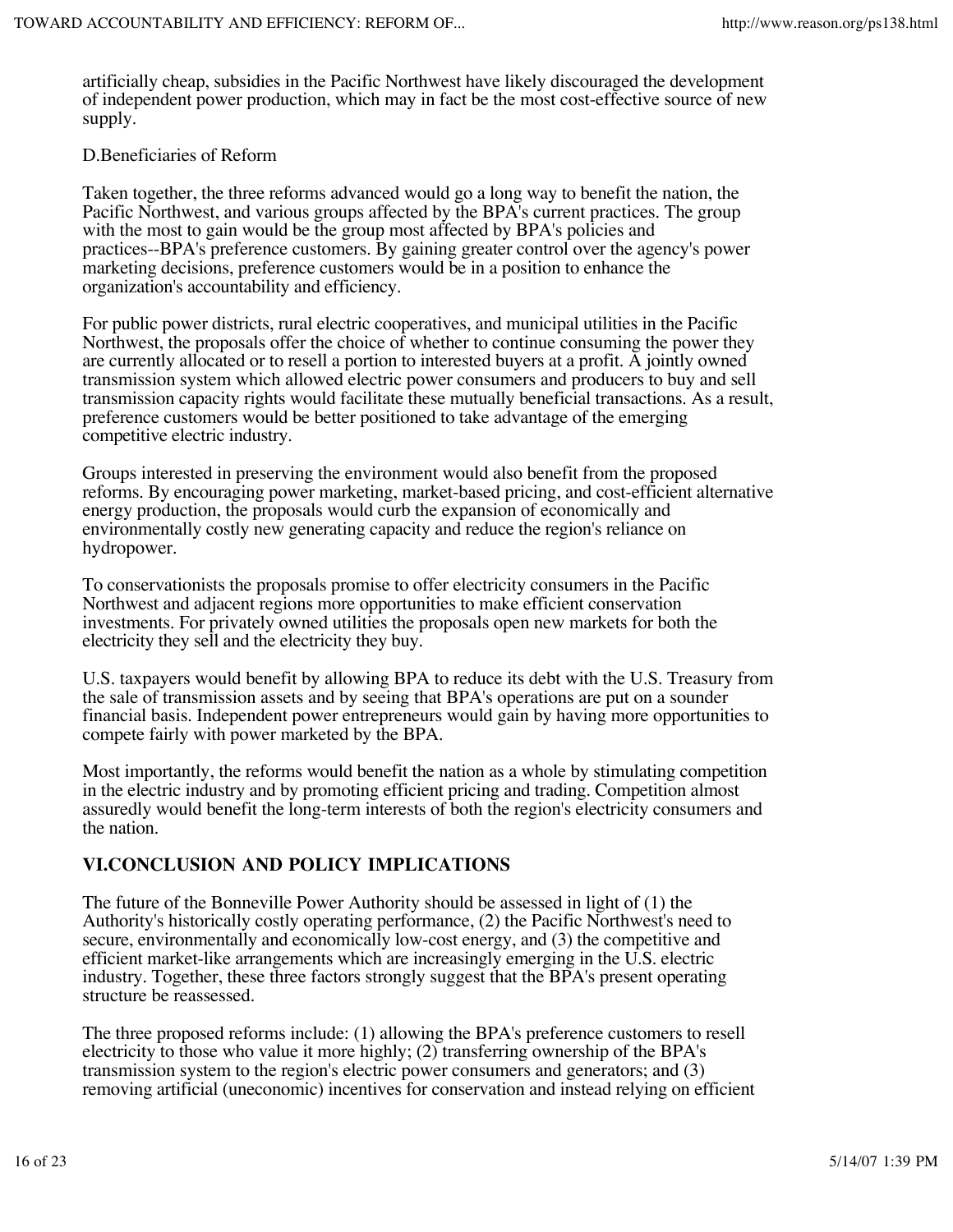artificially cheap, subsidies in the Pacific Northwest have likely discouraged the development of independent power production, which may in fact be the most cost-effective source of new supply.

D.Beneficiaries of Reform

Taken together, the three reforms advanced would go a long way to benefit the nation, the Pacific Northwest, and various groups affected by the BPA's current practices. The group with the most to gain would be the group most affected by BPA's policies and practices--BPA's preference customers. By gaining greater control over the agency's power marketing decisions, preference customers would be in a position to enhance the organization's accountability and efficiency.

For public power districts, rural electric cooperatives, and municipal utilities in the Pacific Northwest, the proposals offer the choice of whether to continue consuming the power they are currently allocated or to resell a portion to interested buyers at a profit. A jointly owned transmission system which allowed electric power consumers and producers to buy and sell transmission capacity rights would facilitate these mutually beneficial transactions. As a result, preference customers would be better positioned to take advantage of the emerging competitive electric industry.

Groups interested in preserving the environment would also benefit from the proposed reforms. By encouraging power marketing, market-based pricing, and cost-efficient alternative energy production, the proposals would curb the expansion of economically and environmentally costly new generating capacity and reduce the region's reliance on hydropower.

To conservationists the proposals promise to offer electricity consumers in the Pacific Northwest and adjacent regions more opportunities to make efficient conservation investments. For privately owned utilities the proposals open new markets for both the electricity they sell and the electricity they buy.

U.S. taxpayers would benefit by allowing BPA to reduce its debt with the U.S. Treasury from the sale of transmission assets and by seeing that BPA's operations are put on a sounder financial basis. Independent power entrepreneurs would gain by having more opportunities to compete fairly with power marketed by the BPA.

Most importantly, the reforms would benefit the nation as a whole by stimulating competition in the electric industry and by promoting efficient pricing and trading. Competition almost assuredly would benefit the long-term interests of both the region's electricity consumers and the nation.

## VI.CONCLUSION AND POLICY IMPLICATIONS

The future of the Bonneville Power Authority should be assessed in light of (1) the Authority's historically costly operating performance, (2) the Pacific Northwest's need to secure, environmentally and economically low-cost energy, and (3) the competitive and efficient market-like arrangements which are increasingly emerging in the U.S. electric industry. Together, these three factors strongly suggest that the BPA's present operating structure be reassessed.

The three proposed reforms include: (1) allowing the BPA's preference customers to resell electricity to those who value it more highly; (2) transferring ownership of the BPA's transmission system to the region's electric power consumers and generators; and (3) removing artificial (uneconomic) incentives for conservation and instead relying on efficient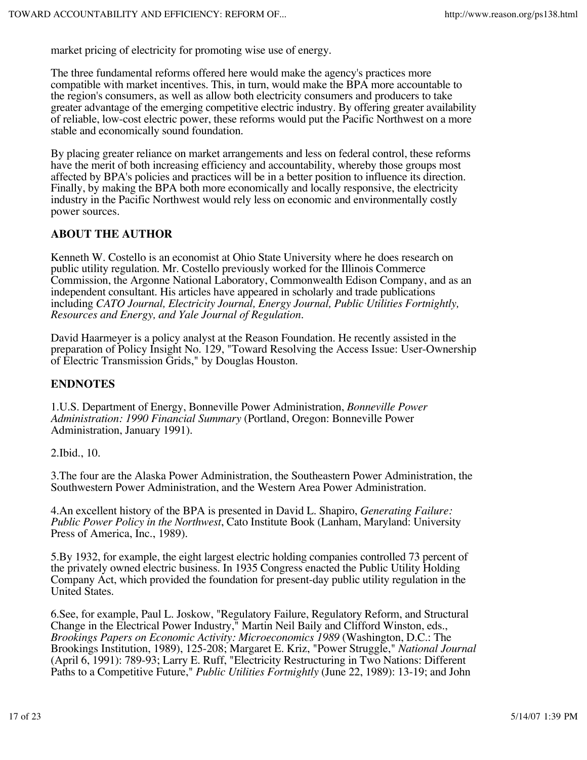market pricing of electricity for promoting wise use of energy.

The three fundamental reforms offered here would make the agency's practices more compatible with market incentives. This, in turn, would make the BPA more accountable to the region's consumers, as well as allow both electricity consumers and producers to take greater advantage of the emerging competitive electric industry. By offering greater availability of reliable, low-cost electric power, these reforms would put the Pacific Northwest on a more stable and economically sound foundation.

By placing greater reliance on market arrangements and less on federal control, these reforms have the merit of both increasing efficiency and accountability, whereby those groups most affected by BPA's policies and practices will be in a better position to influence its direction. Finally, by making the BPA both more economically and locally responsive, the electricity industry in the Pacific Northwest would rely less on economic and environmentally costly power sources.

## ABOUT THE AUTHOR

Kenneth W. Costello is an economist at Ohio State University where he does research on public utility regulation. Mr. Costello previously worked for the Illinois Commerce Commission, the Argonne National Laboratory, Commonwealth Edison Company, and as an independent consultant. His articles have appeared in scholarly and trade publications including *CATO Journal, Electricity Journal, Energy Journal, Public Utilities Fortnightly, Resources and Energy, and Yale Journal of Regulation*.

David Haarmeyer is a policy analyst at the Reason Foundation. He recently assisted in the preparation of Policy Insight No. 129, "Toward Resolving the Access Issue: User-Ownership of Electric Transmission Grids," by Douglas Houston.

## ENDNOTES

1.U.S. Department of Energy, Bonneville Power Administration, *Bonneville Power Administration: 1990 Financial Summary* (Portland, Oregon: Bonneville Power Administration, January 1991).

2.Ibid., 10.

3.The four are the Alaska Power Administration, the Southeastern Power Administration, the Southwestern Power Administration, and the Western Area Power Administration.

4.An excellent history of the BPA is presented in David L. Shapiro, *Generating Failure: Public Power Policy in the Northwest*, Cato Institute Book (Lanham, Maryland: University Press of America, Inc., 1989).

5.By 1932, for example, the eight largest electric holding companies controlled 73 percent of the privately owned electric business. In 1935 Congress enacted the Public Utility Holding Company Act, which provided the foundation for present-day public utility regulation in the United States.

6.See, for example, Paul L. Joskow, "Regulatory Failure, Regulatory Reform, and Structural Change in the Electrical Power Industry," Martin Neil Baily and Clifford Winston, eds., *Brookings Papers on Economic Activity: Microeconomics 1989* (Washington, D.C.: The Brookings Institution, 1989), 125-208; Margaret E. Kriz, "Power Struggle," *National Journal* (April 6, 1991): 789-93; Larry E. Ruff, "Electricity Restructuring in Two Nations: Different Paths to a Competitive Future," *Public Utilities Fortnightly* (June 22, 1989): 13-19; and John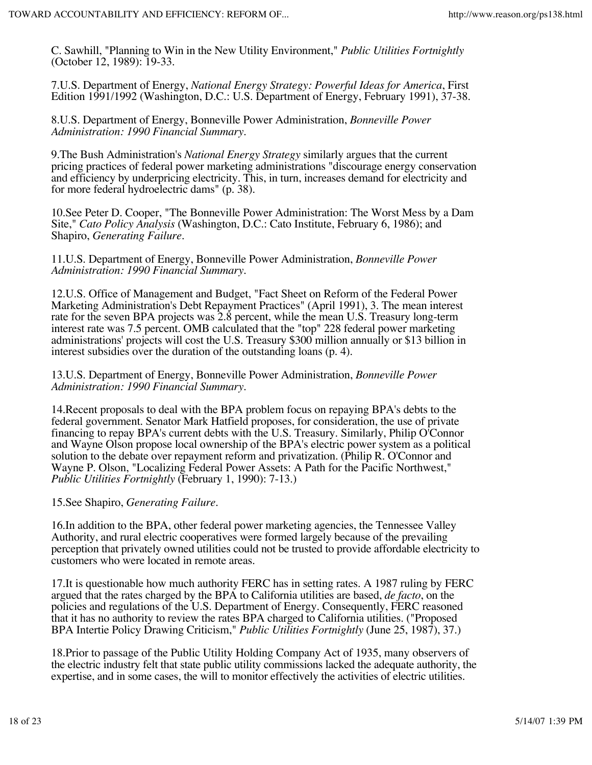C. Sawhill, "Planning to Win in the New Utility Environment," *Public Utilities Fortnightly* (October 12, 1989): 19-33.

7.U.S. Department of Energy, *National Energy Strategy: Powerful Ideas for America*, First Edition 1991/1992 (Washington, D.C.: U.S. Department of Energy, February 1991), 37-38.

8.U.S. Department of Energy, Bonneville Power Administration, *Bonneville Power Administration: 1990 Financial Summary*.

9.The Bush Administration's *National Energy Strategy* similarly argues that the current pricing practices of federal power marketing administrations "discourage energy conservation and efficiency by underpricing electricity. This, in turn, increases demand for electricity and for more federal hydroelectric dams" (p. 38).

10.See Peter D. Cooper, "The Bonneville Power Administration: The Worst Mess by a Dam Site," *Cato Policy Analysis* (Washington, D.C.: Cato Institute, February 6, 1986); and Shapiro, *Generating Failure*.

11.U.S. Department of Energy, Bonneville Power Administration, *Bonneville Power Administration: 1990 Financial Summary*.

12.U.S. Office of Management and Budget, "Fact Sheet on Reform of the Federal Power Marketing Administration's Debt Repayment Practices" (April 1991), 3. The mean interest rate for the seven BPA projects was 2.8 percent, while the mean U.S. Treasury long-term interest rate was 7.5 percent. OMB calculated that the "top" 228 federal power marketing administrations' projects will cost the U.S. Treasury $300 million annually or $13 billion in interest subsidies over the duration of the outstanding loans (p. 4).

13.U.S. Department of Energy, Bonneville Power Administration, *Bonneville Power Administration: 1990 Financial Summary*.

14.Recent proposals to deal with the BPA problem focus on repaying BPA's debts to the federal government. Senator Mark Hatfield proposes, for consideration, the use of private financing to repay BPA's current debts with the U.S. Treasury. Similarly, Philip O'Connor and Wayne Olson propose local ownership of the BPA's electric power system as a political solution to the debate over repayment reform and privatization. (Philip R. O'Connor and Wayne P. Olson, "Localizing Federal Power Assets: A Path for the Pacific Northwest," *Public Utilities Fortnightly* (February 1, 1990): 7-13.)

15.See Shapiro, *Generating Failure*.

16.In addition to the BPA, other federal power marketing agencies, the Tennessee Valley Authority, and rural electric cooperatives were formed largely because of the prevailing perception that privately owned utilities could not be trusted to provide affordable electricity to customers who were located in remote areas.

17.It is questionable how much authority FERC has in setting rates. A 1987 ruling by FERC argued that the rates charged by the BPA to California utilities are based, *de facto*, on the policies and regulations of the U.S. Department of Energy. Consequently, FERC reasoned that it has no authority to review the rates BPA charged to California utilities. ("Proposed BPA Intertie Policy Drawing Criticism," *Public Utilities Fortnightly* (June 25, 1987), 37.)

18.Prior to passage of the Public Utility Holding Company Act of 1935, many observers of the electric industry felt that state public utility commissions lacked the adequate authority, the expertise, and in some cases, the will to monitor effectively the activities of electric utilities.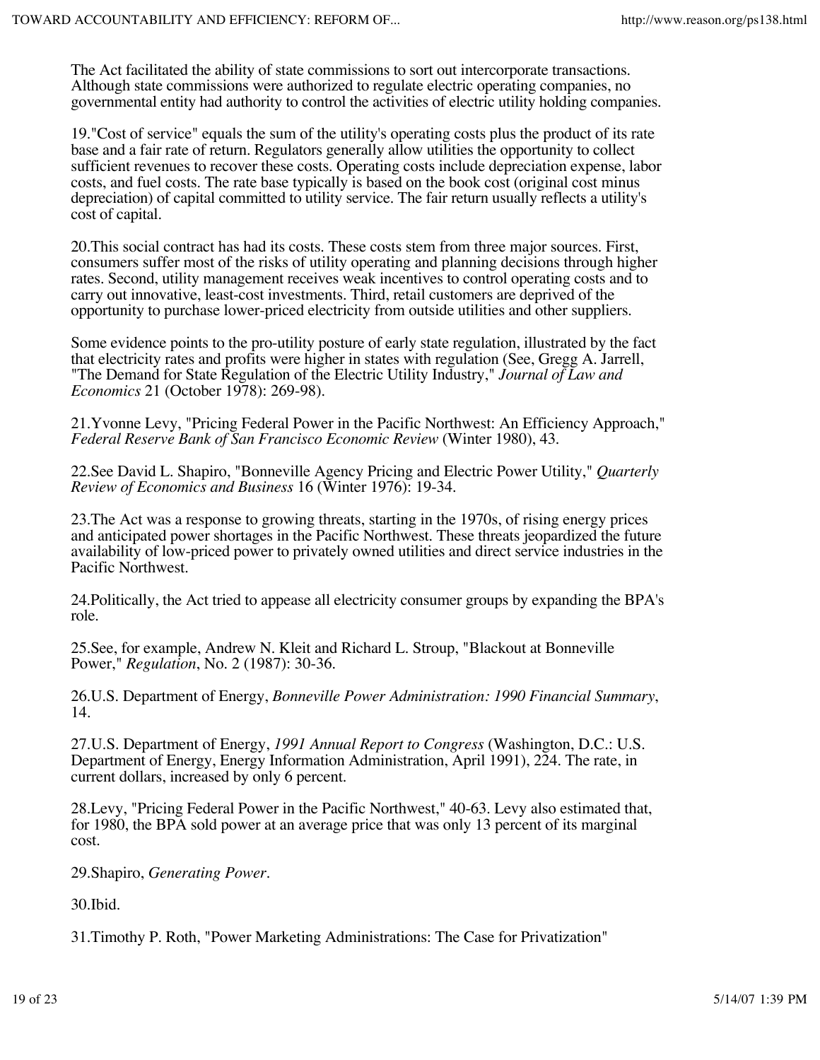The Act facilitated the ability of state commissions to sort out intercorporate transactions. Although state commissions were authorized to regulate electric operating companies, no governmental entity had authority to control the activities of electric utility holding companies.

19."Cost of service" equals the sum of the utility's operating costs plus the product of its rate base and a fair rate of return. Regulators generally allow utilities the opportunity to collect sufficient revenues to recover these costs. Operating costs include depreciation expense, labor costs, and fuel costs. The rate base typically is based on the book cost (original cost minus depreciation) of capital committed to utility service. The fair return usually reflects a utility's cost of capital.

20.This social contract has had its costs. These costs stem from three major sources. First, consumers suffer most of the risks of utility operating and planning decisions through higher rates. Second, utility management receives weak incentives to control operating costs and to carry out innovative, least-cost investments. Third, retail customers are deprived of the opportunity to purchase lower-priced electricity from outside utilities and other suppliers.

Some evidence points to the pro-utility posture of early state regulation, illustrated by the fact that electricity rates and profits were higher in states with regulation (See, Gregg A. Jarrell, "The Demand for State Regulation of the Electric Utility Industry," *Journal of Law and Economics* 21 (October 1978): 269-98).

21.Yvonne Levy, "Pricing Federal Power in the Pacific Northwest: An Efficiency Approach," *Federal Reserve Bank of San Francisco Economic Review* (Winter 1980), 43.

22.See David L. Shapiro, "Bonneville Agency Pricing and Electric Power Utility," *Quarterly Review of Economics and Business* 16 (Winter 1976): 19-34.

23.The Act was a response to growing threats, starting in the 1970s, of rising energy prices and anticipated power shortages in the Pacific Northwest. These threats jeopardized the future availability of low-priced power to privately owned utilities and direct service industries in the Pacific Northwest.

24.Politically, the Act tried to appease all electricity consumer groups by expanding the BPA's role.

25.See, for example, Andrew N. Kleit and Richard L. Stroup, "Blackout at Bonneville Power," *Regulation*, No. 2 (1987): 30-36.

26.U.S. Department of Energy, *Bonneville Power Administration: 1990 Financial Summary*, 14.

27.U.S. Department of Energy, *1991 Annual Report to Congress* (Washington, D.C.: U.S. Department of Energy, Energy Information Administration, April 1991), 224. The rate, in current dollars, increased by only 6 percent.

28.Levy, "Pricing Federal Power in the Pacific Northwest," 40-63. Levy also estimated that, for 1980, the BPA sold power at an average price that was only 13 percent of its marginal cost.

29.Shapiro, *Generating Power*.

30.Ibid.

31.Timothy P. Roth, "Power Marketing Administrations: The Case for Privatization"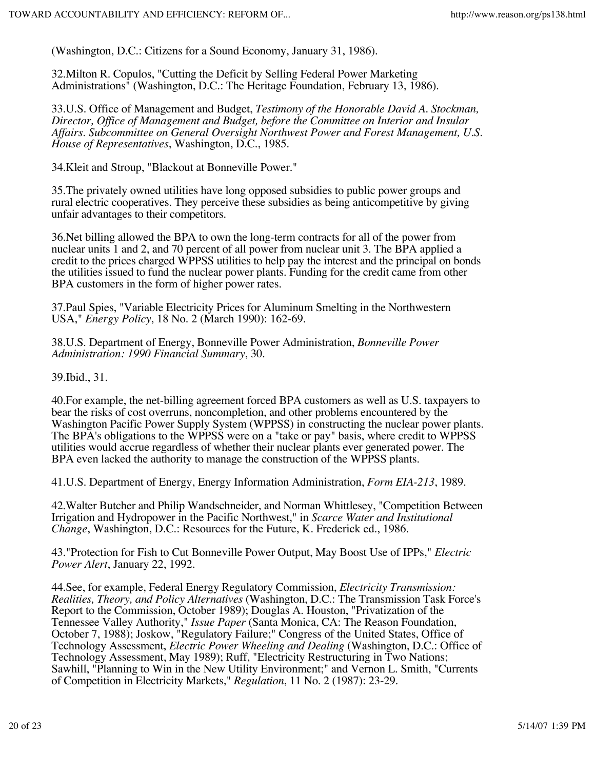(Washington, D.C.: Citizens for a Sound Economy, January 31, 1986).

32.Milton R. Copulos, "Cutting the Deficit by Selling Federal Power Marketing Administrations" (Washington, D.C.: The Heritage Foundation, February 13, 1986).

33.U.S. Office of Management and Budget, *Testimony of the Honorable David A. Stockman, Director, Office of Management and Budget, before the Committee on Interior and Insular Affairs. Subcommittee on General Oversight Northwest Power and Forest Management, U.S. House of Representatives*, Washington, D.C., 1985.

34.Kleit and Stroup, "Blackout at Bonneville Power."

35.The privately owned utilities have long opposed subsidies to public power groups and rural electric cooperatives. They perceive these subsidies as being anticompetitive by giving unfair advantages to their competitors.

36.Net billing allowed the BPA to own the long-term contracts for all of the power from nuclear units 1 and 2, and 70 percent of all power from nuclear unit 3. The BPA applied a credit to the prices charged WPPSS utilities to help pay the interest and the principal on bonds the utilities issued to fund the nuclear power plants. Funding for the credit came from other BPA customers in the form of higher power rates.

37.Paul Spies, "Variable Electricity Prices for Aluminum Smelting in the Northwestern USA," *Energy Policy*, 18 No. 2 (March 1990): 162-69.

38.U.S. Department of Energy, Bonneville Power Administration, *Bonneville Power Administration: 1990 Financial Summary*, 30.

39.Ibid., 31.

40.For example, the net-billing agreement forced BPA customers as well as U.S. taxpayers to bear the risks of cost overruns, noncompletion, and other problems encountered by the Washington Pacific Power Supply System (WPPSS) in constructing the nuclear power plants. The BPA's obligations to the WPPSS were on a "take or pay" basis, where credit to WPPSS utilities would accrue regardless of whether their nuclear plants ever generated power. The BPA even lacked the authority to manage the construction of the WPPSS plants.

41.U.S. Department of Energy, Energy Information Administration, *Form EIA-213*, 1989.

42.Walter Butcher and Philip Wandschneider, and Norman Whittlesey, "Competition Between Irrigation and Hydropower in the Pacific Northwest," in *Scarce Water and Institutional Change*, Washington, D.C.: Resources for the Future, K. Frederick ed., 1986.

43."Protection for Fish to Cut Bonneville Power Output, May Boost Use of IPPs," *Electric Power Alert*, January 22, 1992.

44.See, for example, Federal Energy Regulatory Commission, *Electricity Transmission: Realities, Theory, and Policy Alternatives* (Washington, D.C.: The Transmission Task Force's Report to the Commission, October 1989); Douglas A. Houston, "Privatization of the Tennessee Valley Authority," *Issue Paper* (Santa Monica, CA: The Reason Foundation, October 7, 1988); Joskow, "Regulatory Failure;" Congress of the United States, Office of Technology Assessment, *Electric Power Wheeling and Dealing* (Washington, D.C.: Office of Technology Assessment, May 1989); Ruff, "Electricity Restructuring in Two Nations; Sawhill, "Planning to Win in the New Utility Environment;" and Vernon L. Smith, "Currents of Competition in Electricity Markets," *Regulation*, 11 No. 2 (1987): 23-29.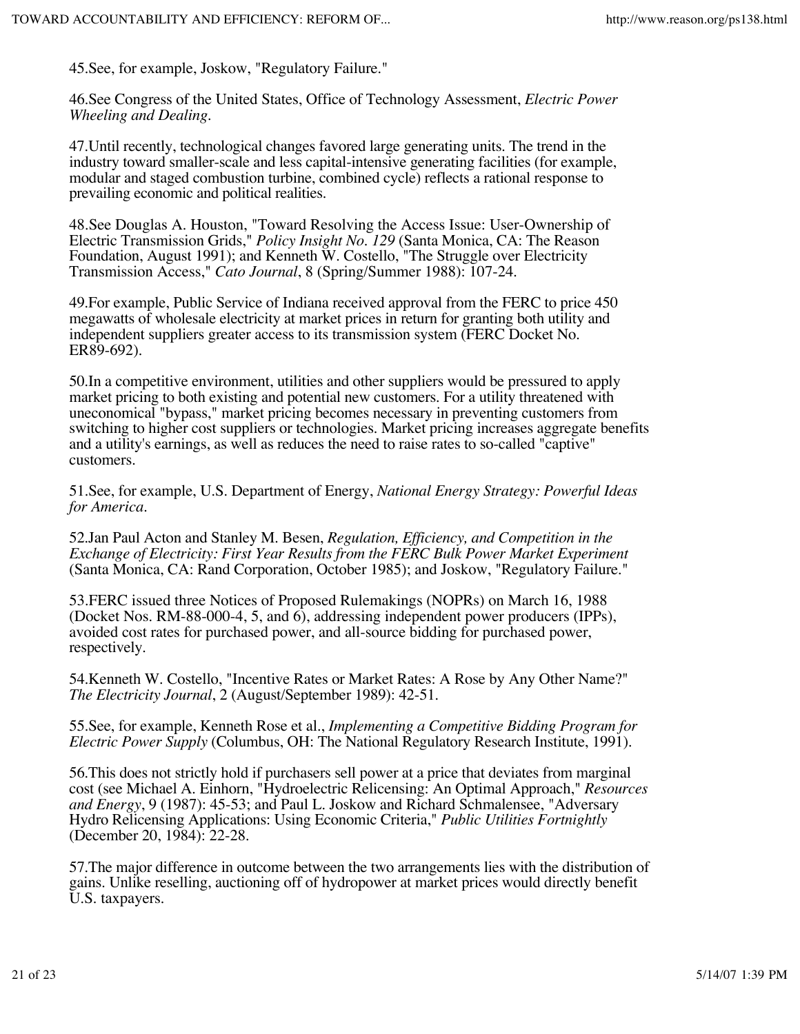45.See, for example, Joskow, "Regulatory Failure."

46.See Congress of the United States, Office of Technology Assessment, *Electric Power Wheeling and Dealing*.

47.Until recently, technological changes favored large generating units. The trend in the industry toward smaller-scale and less capital-intensive generating facilities (for example, modular and staged combustion turbine, combined cycle) reflects a rational response to prevailing economic and political realities.

48.See Douglas A. Houston, "Toward Resolving the Access Issue: User-Ownership of Electric Transmission Grids," *Policy Insight No. 129* (Santa Monica, CA: The Reason Foundation, August 1991); and Kenneth W. Costello, "The Struggle over Electricity Transmission Access," *Cato Journal*, 8 (Spring/Summer 1988): 107-24.

49.For example, Public Service of Indiana received approval from the FERC to price 450 megawatts of wholesale electricity at market prices in return for granting both utility and independent suppliers greater access to its transmission system (FERC Docket No. ER89-692).

50.In a competitive environment, utilities and other suppliers would be pressured to apply market pricing to both existing and potential new customers. For a utility threatened with uneconomical "bypass," market pricing becomes necessary in preventing customers from switching to higher cost suppliers or technologies. Market pricing increases aggregate benefits and a utility's earnings, as well as reduces the need to raise rates to so-called "captive" customers.

51.See, for example, U.S. Department of Energy, *National Energy Strategy: Powerful Ideas for America*.

52.Jan Paul Acton and Stanley M. Besen, *Regulation, Efficiency, and Competition in the Exchange of Electricity: First Year Results from the FERC Bulk Power Market Experiment* (Santa Monica, CA: Rand Corporation, October 1985); and Joskow, "Regulatory Failure."

53.FERC issued three Notices of Proposed Rulemakings (NOPRs) on March 16, 1988 (Docket Nos. RM-88-000-4, 5, and 6), addressing independent power producers (IPPs), avoided cost rates for purchased power, and all-source bidding for purchased power, respectively.

54.Kenneth W. Costello, "Incentive Rates or Market Rates: A Rose by Any Other Name?" *The Electricity Journal*, 2 (August/September 1989): 42-51.

55.See, for example, Kenneth Rose et al., *Implementing a Competitive Bidding Program for Electric Power Supply* (Columbus, OH: The National Regulatory Research Institute, 1991).

56.This does not strictly hold if purchasers sell power at a price that deviates from marginal cost (see Michael A. Einhorn, "Hydroelectric Relicensing: An Optimal Approach," *Resources and Energy*, 9 (1987): 45-53; and Paul L. Joskow and Richard Schmalensee, "Adversary Hydro Relicensing Applications: Using Economic Criteria," *Public Utilities Fortnightly* (December 20, 1984): 22-28.

57.The major difference in outcome between the two arrangements lies with the distribution of gains. Unlike reselling, auctioning off of hydropower at market prices would directly benefit U.S. taxpayers.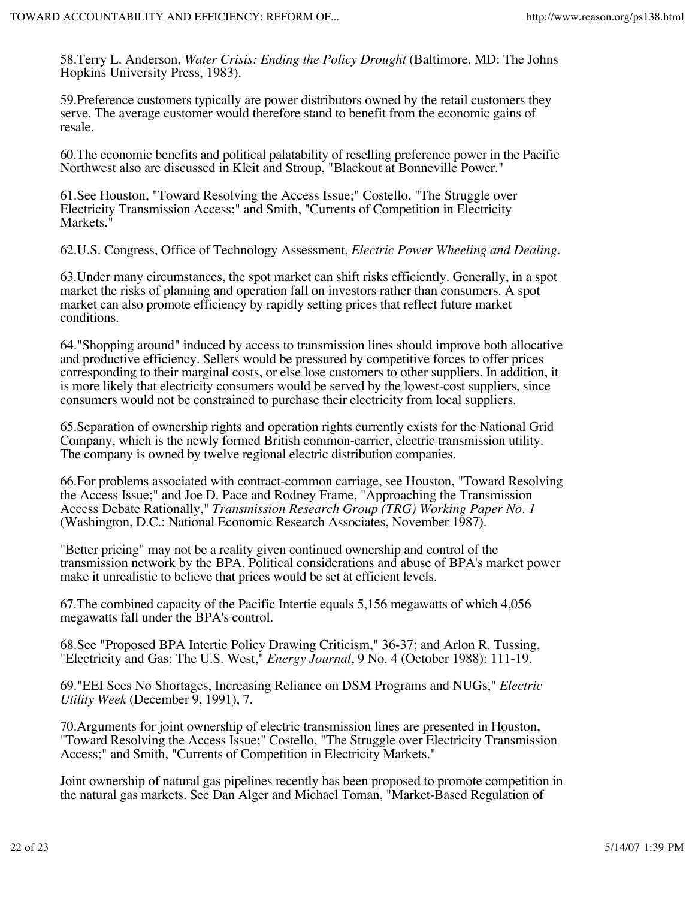58.Terry L. Anderson, *Water Crisis: Ending the Policy Drought* (Baltimore, MD: The Johns Hopkins University Press, 1983).

59.Preference customers typically are power distributors owned by the retail customers they serve. The average customer would therefore stand to benefit from the economic gains of resale.

60.The economic benefits and political palatability of reselling preference power in the Pacific Northwest also are discussed in Kleit and Stroup, "Blackout at Bonneville Power."

61.See Houston, "Toward Resolving the Access Issue;" Costello, "The Struggle over Electricity Transmission Access;" and Smith, "Currents of Competition in Electricity Markets."

62.U.S. Congress, Office of Technology Assessment, *Electric Power Wheeling and Dealing*.

63.Under many circumstances, the spot market can shift risks efficiently. Generally, in a spot market the risks of planning and operation fall on investors rather than consumers. A spot market can also promote efficiency by rapidly setting prices that reflect future market conditions.

64."Shopping around" induced by access to transmission lines should improve both allocative and productive efficiency. Sellers would be pressured by competitive forces to offer prices corresponding to their marginal costs, or else lose customers to other suppliers. In addition, it is more likely that electricity consumers would be served by the lowest-cost suppliers, since consumers would not be constrained to purchase their electricity from local suppliers.

65.Separation of ownership rights and operation rights currently exists for the National Grid Company, which is the newly formed British common-carrier, electric transmission utility. The company is owned by twelve regional electric distribution companies.

66.For problems associated with contract-common carriage, see Houston, "Toward Resolving the Access Issue;" and Joe D. Pace and Rodney Frame, "Approaching the Transmission Access Debate Rationally," *Transmission Research Group (TRG) Working Paper No. 1* (Washington, D.C.: National Economic Research Associates, November 1987).

"Better pricing" may not be a reality given continued ownership and control of the transmission network by the BPA. Political considerations and abuse of BPA's market power make it unrealistic to believe that prices would be set at efficient levels.

67.The combined capacity of the Pacific Intertie equals 5,156 megawatts of which 4,056 megawatts fall under the BPA's control.

68.See "Proposed BPA Intertie Policy Drawing Criticism," 36-37; and Arlon R. Tussing, "Electricity and Gas: The U.S. West," *Energy Journal*, 9 No. 4 (October 1988): 111-19.

69."EEI Sees No Shortages, Increasing Reliance on DSM Programs and NUGs," *Electric Utility Week* (December 9, 1991), 7.

70.Arguments for joint ownership of electric transmission lines are presented in Houston, "Toward Resolving the Access Issue;" Costello, "The Struggle over Electricity Transmission Access;" and Smith, "Currents of Competition in Electricity Markets."

Joint ownership of natural gas pipelines recently has been proposed to promote competition in the natural gas markets. See Dan Alger and Michael Toman, "Market-Based Regulation of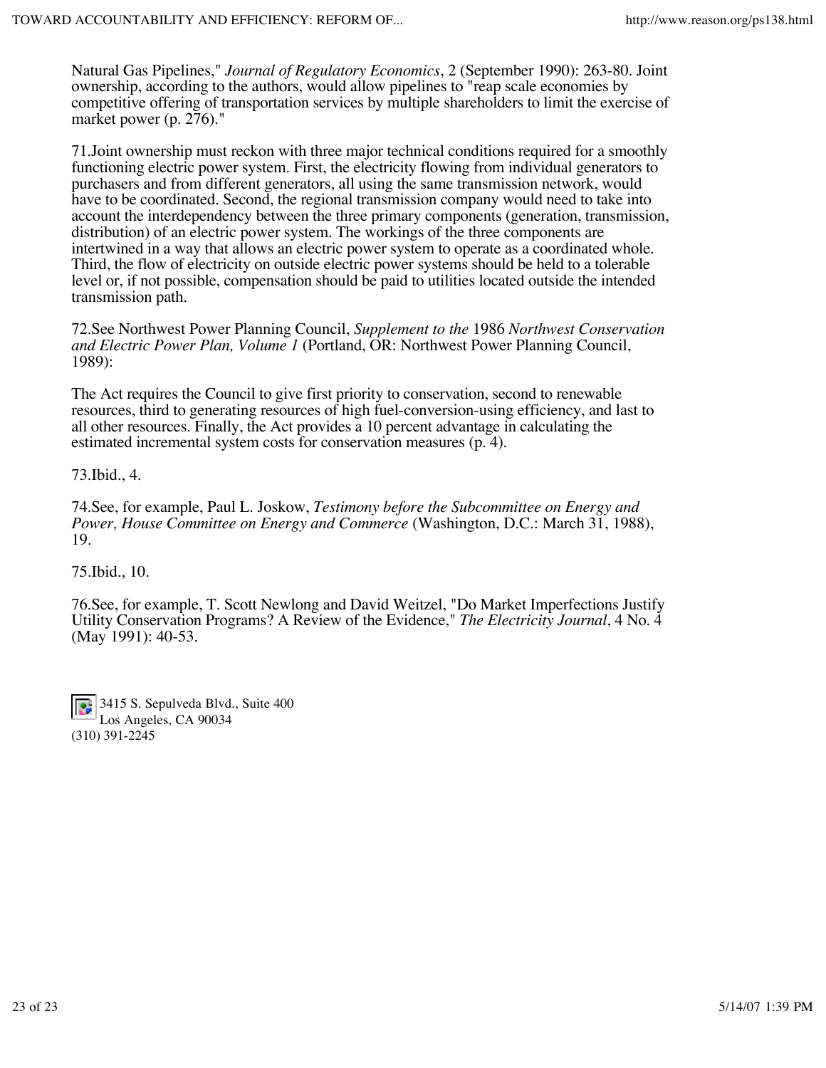Natural Gas Pipelines," *Journal of Regulatory Economics*, 2 (September 1990): 263-80. Joint ownership, according to the authors, would allow pipelines to "reap scale economies by competitive offering of transportation services by multiple shareholders to limit the exercise of market power (p. 276)."

71.Joint ownership must reckon with three major technical conditions required for a smoothly functioning electric power system. First, the electricity flowing from individual generators to purchasers and from different generators, all using the same transmission network, would have to be coordinated. Second, the regional transmission company would need to take into account the interdependency between the three primary components (generation, transmission, distribution) of an electric power system. The workings of the three components are intertwined in a way that allows an electric power system to operate as a coordinated whole. Third, the flow of electricity on outside electric power systems should be held to a tolerable level or, if not possible, compensation should be paid to utilities located outside the intended transmission path.

72.See Northwest Power Planning Council, *Supplement to the* 1986 *Northwest Conservation and Electric Power Plan, Volume 1* (Portland, OR: Northwest Power Planning Council, 1989):

The Act requires the Council to give first priority to conservation, second to renewable resources, third to generating resources of high fuel-conversion-using efficiency, and last to all other resources. Finally, the Act provides a 10 percent advantage in calculating the estimated incremental system costs for conservation measures (p. 4).

73.Ibid., 4.

74.See, for example, Paul L. Joskow, *Testimony before the Subcommittee on Energy and Power, House Committee on Energy and Commerce* (Washington, D.C.: March 31, 1988), 19.

75.Ibid., 10.

76.See, for example, T. Scott Newlong and David Weitzel, "Do Market Imperfections Justify Utility Conservation Programs? A Review of the Evidence," *The Electricity Journal*, 4 No. 4 (May 1991): 40-53.

3415 S. Sepulveda Blvd., Suite 400
Los Angeles, CA 90034
(310) 391-2245